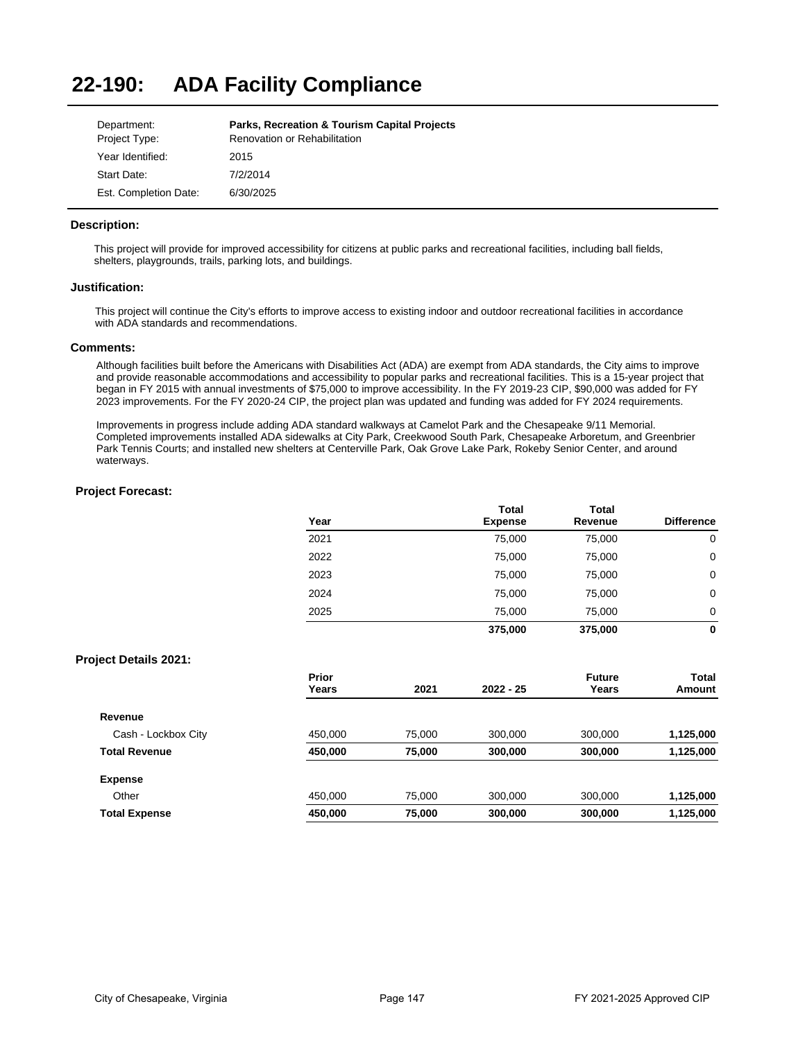# 22-190: ADA Facility Compliance

| | |
|---|---|
| Department: | **Parks, Recreation & Tourism Capital Projects** |
| Project Type: | Renovation or Rehabilitation |
| Year Identified: | 2015 |
| Start Date: | 7/2/2014 |
| Est. Completion Date: | 6/30/2025 |

## Description:

This project will provide for improved accessibility for citizens at public parks and recreational facilities, including ball fields, shelters, playgrounds, trails, parking lots, and buildings.

## Justification:

This project will continue the City's efforts to improve access to existing indoor and outdoor recreational facilities in accordance with ADA standards and recommendations.

## Comments:

Although facilities built before the Americans with Disabilities Act (ADA) are exempt from ADA standards, the City aims to improve and provide reasonable accommodations and accessibility to popular parks and recreational facilities. This is a 15-year project that began in FY 2015 with annual investments of $75,000 to improve accessibility. In the FY 2019-23 CIP, $90,000 was added for FY 2023 improvements. For the FY 2020-24 CIP, the project plan was updated and funding was added for FY 2024 requirements.

Improvements in progress include adding ADA standard walkways at Camelot Park and the Chesapeake 9/11 Memorial. Completed improvements installed ADA sidewalks at City Park, Creekwood South Park, Chesapeake Arboretum, and Greenbrier Park Tennis Courts; and installed new shelters at Centerville Park, Oak Grove Lake Park, Rokeby Senior Center, and around waterways.

## Project Forecast:

| Year | Total Expense | Total Revenue | Difference |
|---|---|---|---|
| 2021 | 75,000 | 75,000 | 0 |
| 2022 | 75,000 | 75,000 | 0 |
| 2023 | 75,000 | 75,000 | 0 |
| 2024 | 75,000 | 75,000 | 0 |
| 2025 | 75,000 | 75,000 | 0 |
| | **375,000** | **375,000** | **0** |

## Project Details 2021:

| | Prior Years | 2021 | 2022 - 25 | Future Years | Total Amount |
|---|---|---|---|---|---|
| **Revenue** | | | | | |
| Cash - Lockbox City | 450,000 | 75,000 | 300,000 | 300,000 | **1,125,000** |
| **Total Revenue** | **450,000** | **75,000** | **300,000** | **300,000** | **1,125,000** |
| **Expense** | | | | | |
| Other | 450,000 | 75,000 | 300,000 | 300,000 | **1,125,000** |
| **Total Expense** | **450,000** | **75,000** | **300,000** | **300,000** | **1,125,000** |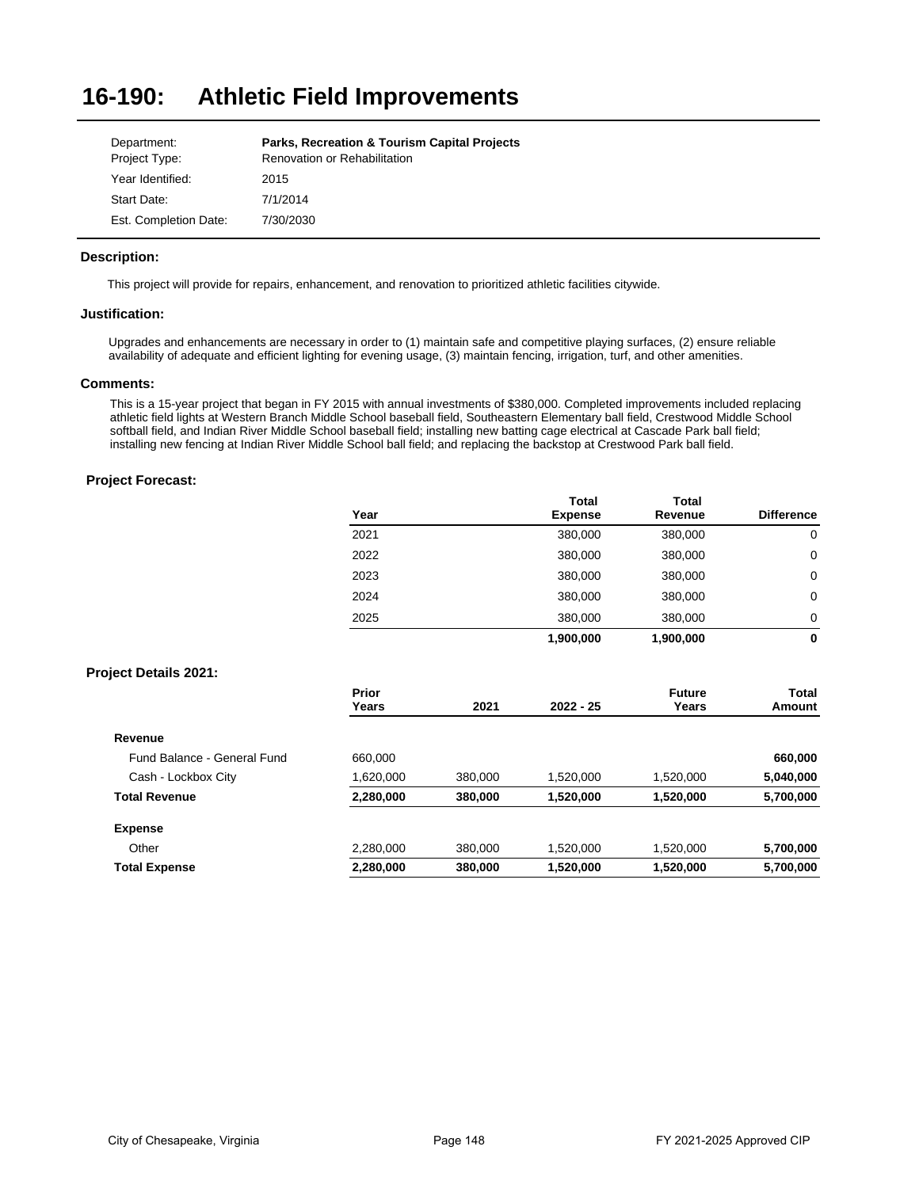# 16-190: Athletic Field Improvements

| | |
|---|---|
| Department: | **Parks, Recreation & Tourism Capital Projects** |
| Project Type: | Renovation or Rehabilitation |
| Year Identified: | 2015 |
| Start Date: | 7/1/2014 |
| Est. Completion Date: | 7/30/2030 |

### Description:

This project will provide for repairs, enhancement, and renovation to prioritized athletic facilities citywide.

### Justification:

Upgrades and enhancements are necessary in order to (1) maintain safe and competitive playing surfaces, (2) ensure reliable availability of adequate and efficient lighting for evening usage, (3) maintain fencing, irrigation, turf, and other amenities.

### Comments:

This is a 15-year project that began in FY 2015 with annual investments of $380,000. Completed improvements included replacing athletic field lights at Western Branch Middle School baseball field, Southeastern Elementary ball field, Crestwood Middle School softball field, and Indian River Middle School baseball field; installing new batting cage electrical at Cascade Park ball field; installing new fencing at Indian River Middle School ball field; and replacing the backstop at Crestwood Park ball field.

### Project Forecast:

| Year | Total Expense | Total Revenue | Difference |
|---|---|---|---|
| 2021 | 380,000 | 380,000 | 0 |
| 2022 | 380,000 | 380,000 | 0 |
| 2023 | 380,000 | 380,000 | 0 |
| 2024 | 380,000 | 380,000 | 0 |
| 2025 | 380,000 | 380,000 | 0 |
| | **1,900,000** | **1,900,000** | **0** |

### Project Details 2021:

| | Prior Years | 2021 | 2022 - 25 | Future Years | Total Amount |
|---|---|---|---|---|---|
| **Revenue** | | | | | |
| Fund Balance - General Fund | 660,000 | | | | **660,000** |
| Cash - Lockbox City | 1,620,000 | 380,000 | 1,520,000 | 1,520,000 | **5,040,000** |
| **Total Revenue** | **2,280,000** | **380,000** | **1,520,000** | **1,520,000** | **5,700,000** |
| **Expense** | | | | | |
| Other | 2,280,000 | 380,000 | 1,520,000 | 1,520,000 | **5,700,000** |
| **Total Expense** | **2,280,000** | **380,000** | **1,520,000** | **1,520,000** | **5,700,000** |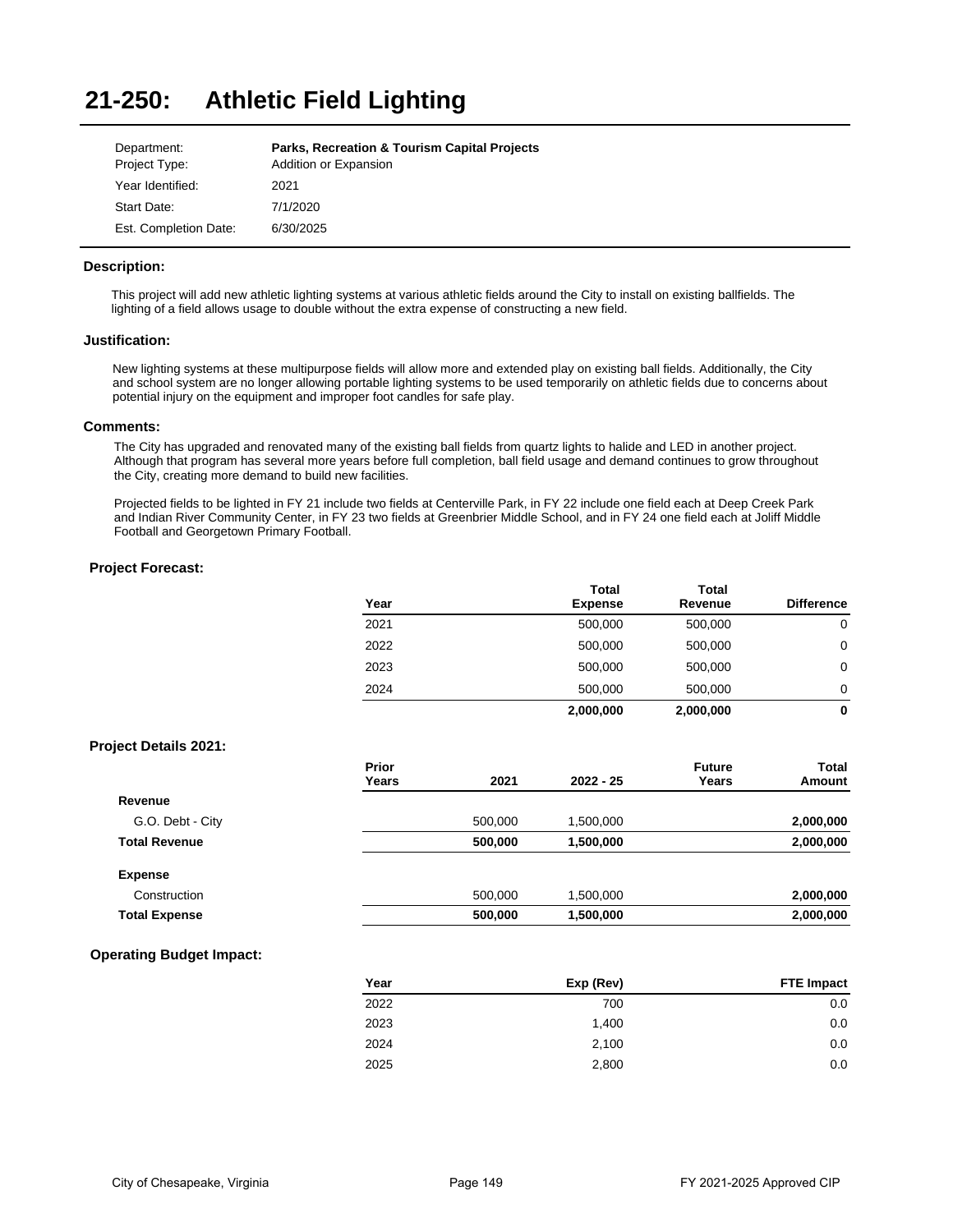# 21-250: Athletic Field Lighting

| | |
|---|---|
| Department: | **Parks, Recreation & Tourism Capital Projects** |
| Project Type: | Addition or Expansion |
| Year Identified: | 2021 |
| Start Date: | 7/1/2020 |
| Est. Completion Date: | 6/30/2025 |

### Description:

This project will add new athletic lighting systems at various athletic fields around the City to install on existing ballfields. The lighting of a field allows usage to double without the extra expense of constructing a new field.

### Justification:

New lighting systems at these multipurpose fields will allow more and extended play on existing ball fields. Additionally, the City and school system are no longer allowing portable lighting systems to be used temporarily on athletic fields due to concerns about potential injury on the equipment and improper foot candles for safe play.

### Comments:

The City has upgraded and renovated many of the existing ball fields from quartz lights to halide and LED in another project. Although that program has several more years before full completion, ball field usage and demand continues to grow throughout the City, creating more demand to build new facilities.

Projected fields to be lighted in FY 21 include two fields at Centerville Park, in FY 22 include one field each at Deep Creek Park and Indian River Community Center, in FY 23 two fields at Greenbrier Middle School, and in FY 24 one field each at Joliff Middle Football and Georgetown Primary Football.

### Project Forecast:

| Year | Total Expense | Total Revenue | Difference |
|---|---|---|---|
| 2021 | 500,000 | 500,000 | 0 |
| 2022 | 500,000 | 500,000 | 0 |
| 2023 | 500,000 | 500,000 | 0 |
| 2024 | 500,000 | 500,000 | 0 |
| | **2,000,000** | **2,000,000** | **0** |

### Project Details 2021:

| | Prior Years | 2021 | 2022 - 25 | Future Years | Total Amount |
|---|---|---|---|---|---|
| **Revenue** | | | | | |
| G.O. Debt - City | | 500,000 | 1,500,000 | | **2,000,000** |
| **Total Revenue** | | **500,000** | **1,500,000** | | **2,000,000** |
| **Expense** | | | | | |
| Construction | | 500,000 | 1,500,000 | | **2,000,000** |
| **Total Expense** | | **500,000** | **1,500,000** | | **2,000,000** |

### Operating Budget Impact:

| Year | Exp (Rev) | FTE Impact |
|---|---|---|
| 2022 | 700 | 0.0 |
| 2023 | 1,400 | 0.0 |
| 2024 | 2,100 | 0.0 |
| 2025 | 2,800 | 0.0 |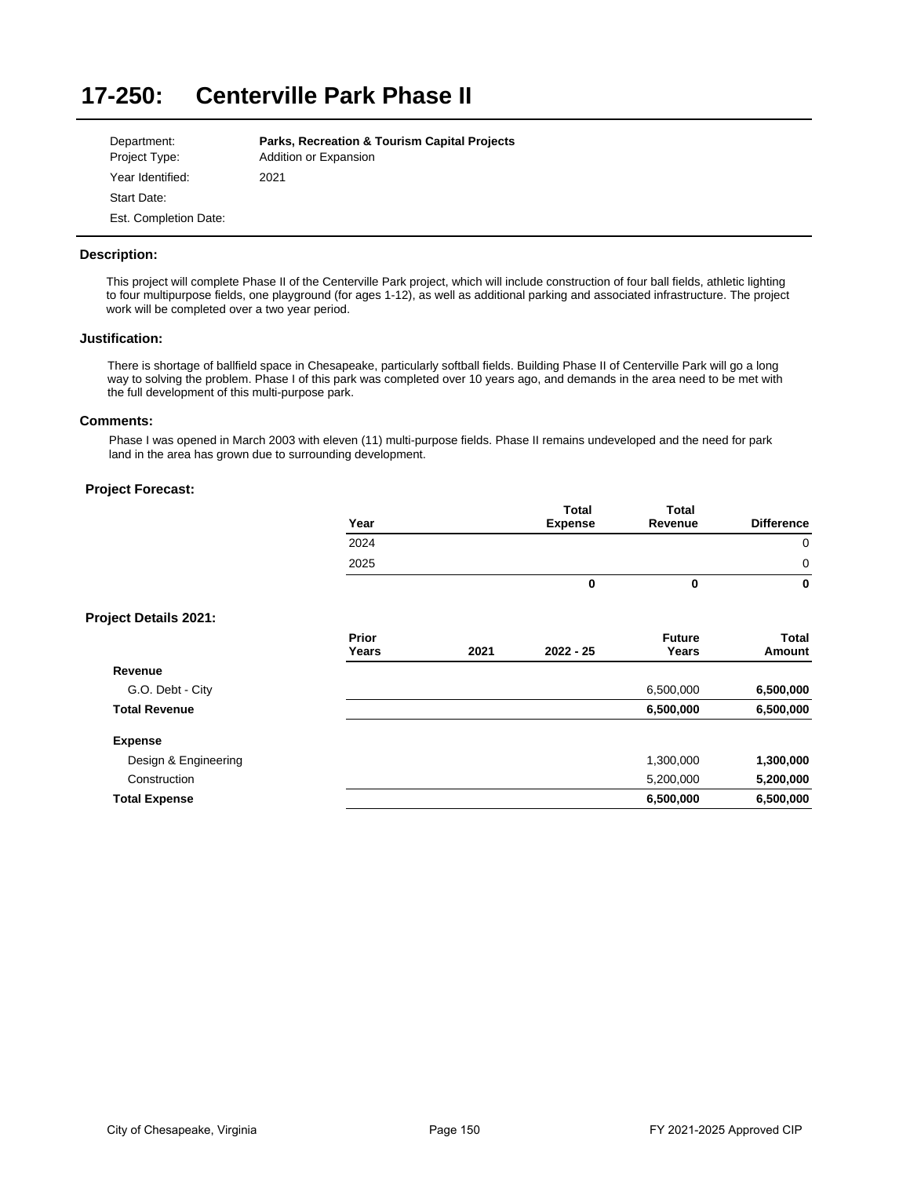# 17-250: Centerville Park Phase II

| | |
|---|---|
| Department: | **Parks, Recreation & Tourism Capital Projects** |
| Project Type: | Addition or Expansion |
| Year Identified: | 2021 |
| Start Date: | |
| Est. Completion Date: | |

### Description:

This project will complete Phase II of the Centerville Park project, which will include construction of four ball fields, athletic lighting to four multipurpose fields, one playground (for ages 1-12), as well as additional parking and associated infrastructure. The project work will be completed over a two year period.

### Justification:

There is shortage of ballfield space in Chesapeake, particularly softball fields. Building Phase II of Centerville Park will go a long way to solving the problem. Phase I of this park was completed over 10 years ago, and demands in the area need to be met with the full development of this multi-purpose park.

### Comments:

Phase I was opened in March 2003 with eleven (11) multi-purpose fields. Phase II remains undeveloped and the need for park land in the area has grown due to surrounding development.

### Project Forecast:

| Year | Total Expense | Total Revenue | Difference |
|---|---|---|---|
| 2024 | | | 0 |
| 2025 | | | 0 |
| | **0** | **0** | **0** |

### Project Details 2021:

| | Prior Years | 2021 | 2022 - 25 | Future Years | Total Amount |
|---|---|---|---|---|---|
| **Revenue** | | | | | |
| G.O. Debt - City | | | | 6,500,000 | **6,500,000** |
| **Total Revenue** | | | | **6,500,000** | **6,500,000** |
| **Expense** | | | | | |
| Design & Engineering | | | | 1,300,000 | **1,300,000** |
| Construction | | | | 5,200,000 | **5,200,000** |
| **Total Expense** | | | | **6,500,000** | **6,500,000** |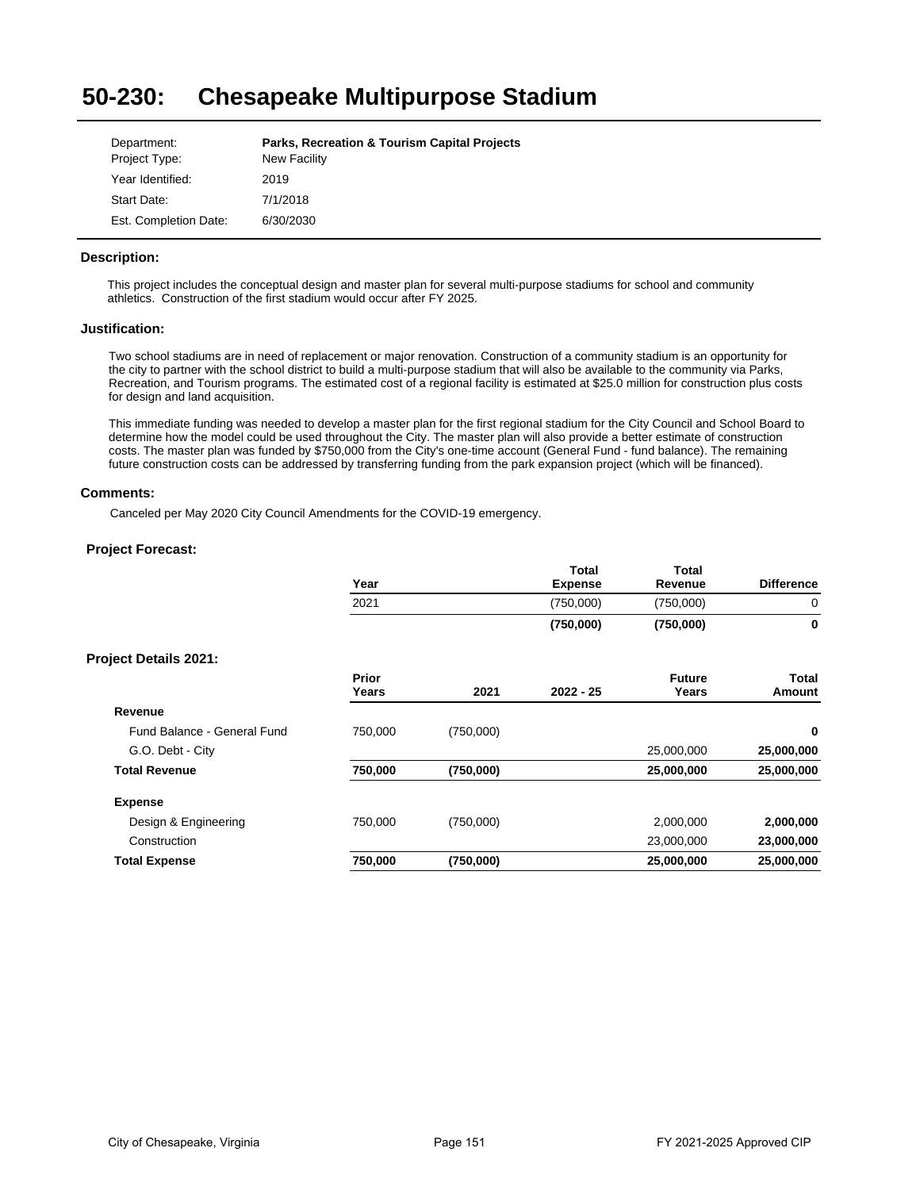# 50-230: Chesapeake Multipurpose Stadium

| | |
|---|---|
| Department: | **Parks, Recreation & Tourism Capital Projects** |
| Project Type: | New Facility |
| Year Identified: | 2019 |
| Start Date: | 7/1/2018 |
| Est. Completion Date: | 6/30/2030 |

### Description:

This project includes the conceptual design and master plan for several multi-purpose stadiums for school and community athletics. Construction of the first stadium would occur after FY 2025.

### Justification:

Two school stadiums are in need of replacement or major renovation. Construction of a community stadium is an opportunity for the city to partner with the school district to build a multi-purpose stadium that will also be available to the community via Parks, Recreation, and Tourism programs. The estimated cost of a regional facility is estimated at $25.0 million for construction plus costs for design and land acquisition.

This immediate funding was needed to develop a master plan for the first regional stadium for the City Council and School Board to determine how the model could be used throughout the City. The master plan will also provide a better estimate of construction costs. The master plan was funded by $750,000 from the City's one-time account (General Fund - fund balance). The remaining future construction costs can be addressed by transferring funding from the park expansion project (which will be financed).

### Comments:

Canceled per May 2020 City Council Amendments for the COVID-19 emergency.

### Project Forecast:

| Year | Total Expense | Total Revenue | Difference |
|---|---|---|---|
| 2021 | (750,000) | (750,000) | 0 |
| | **(750,000)** | **(750,000)** | **0** |

### Project Details 2021:

| | Prior Years | 2021 | 2022 - 25 | Future Years | Total Amount |
|---|---|---|---|---|---|
| **Revenue** | | | | | |
| Fund Balance - General Fund | 750,000 | (750,000) | | | **0** |
| G.O. Debt - City | | | | 25,000,000 | **25,000,000** |
| **Total Revenue** | **750,000** | **(750,000)** | | **25,000,000** | **25,000,000** |
| **Expense** | | | | | |
| Design & Engineering | 750,000 | (750,000) | | 2,000,000 | **2,000,000** |
| Construction | | | | 23,000,000 | **23,000,000** |
| **Total Expense** | **750,000** | **(750,000)** | | **25,000,000** | **25,000,000** |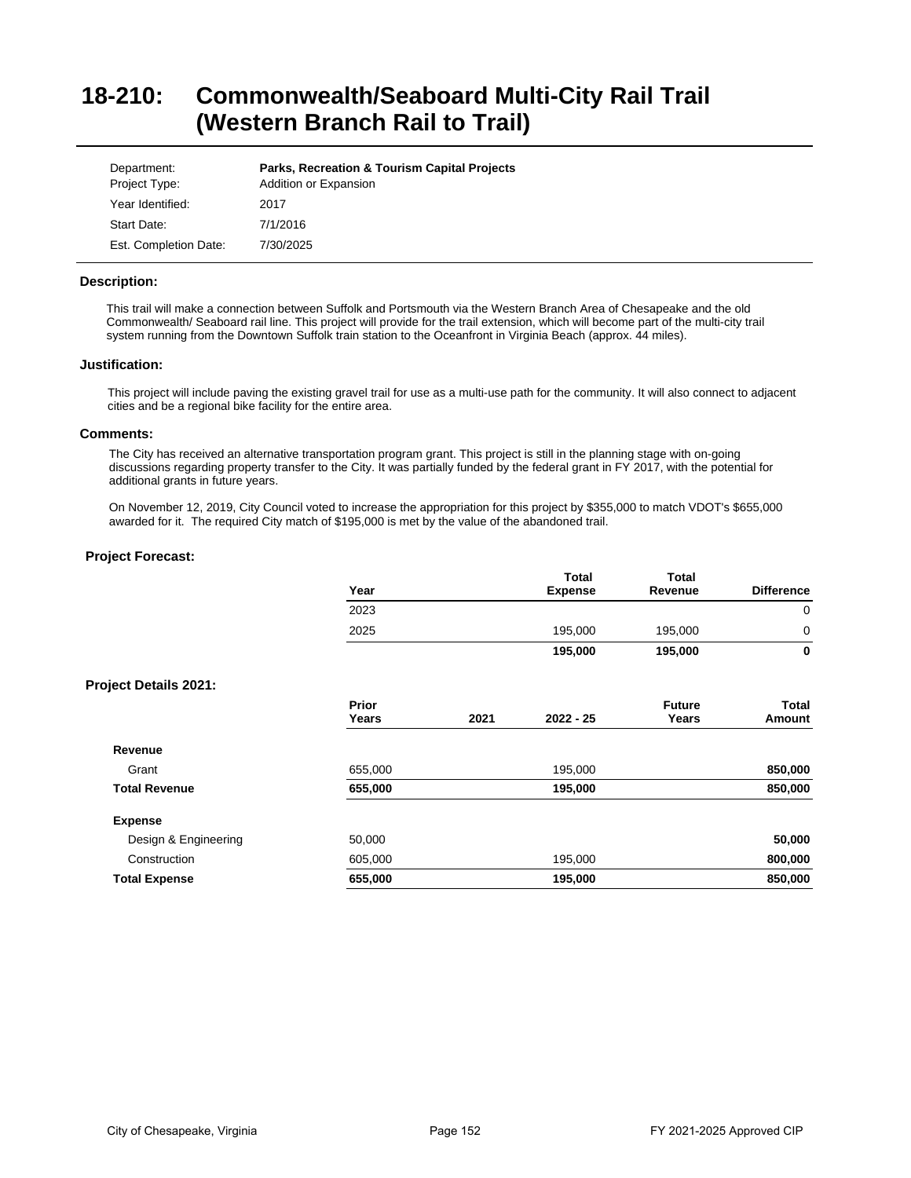# 18-210: Commonwealth/Seaboard Multi-City Rail Trail (Western Branch Rail to Trail)

| | |
|---|---|
| Department: | **Parks, Recreation & Tourism Capital Projects** |
| Project Type: | Addition or Expansion |
| Year Identified: | 2017 |
| Start Date: | 7/1/2016 |
| Est. Completion Date: | 7/30/2025 |

### Description:

This trail will make a connection between Suffolk and Portsmouth via the Western Branch Area of Chesapeake and the old Commonwealth/ Seaboard rail line. This project will provide for the trail extension, which will become part of the multi-city trail system running from the Downtown Suffolk train station to the Oceanfront in Virginia Beach (approx. 44 miles).

### Justification:

This project will include paving the existing gravel trail for use as a multi-use path for the community. It will also connect to adjacent cities and be a regional bike facility for the entire area.

### Comments:

The City has received an alternative transportation program grant. This project is still in the planning stage with on-going discussions regarding property transfer to the City. It was partially funded by the federal grant in FY 2017, with the potential for additional grants in future years.

On November 12, 2019, City Council voted to increase the appropriation for this project by $355,000 to match VDOT's $655,000 awarded for it. The required City match of $195,000 is met by the value of the abandoned trail.

### Project Forecast:

| Year | Total Expense | Total Revenue | Difference |
|---|---|---|---|
| 2023 | | | 0 |
| 2025 | 195,000 | 195,000 | 0 |
| | **195,000** | **195,000** | **0** |

### Project Details 2021:

| | Prior Years | 2021 | 2022 - 25 | Future Years | Total Amount |
|---|---|---|---|---|---|
| **Revenue** | | | | | |
| Grant | 655,000 | | 195,000 | | **850,000** |
| **Total Revenue** | **655,000** | | **195,000** | | **850,000** |
| **Expense** | | | | | |
| Design & Engineering | 50,000 | | | | **50,000** |
| Construction | 605,000 | | 195,000 | | **800,000** |
| **Total Expense** | **655,000** | | **195,000** | | **850,000** |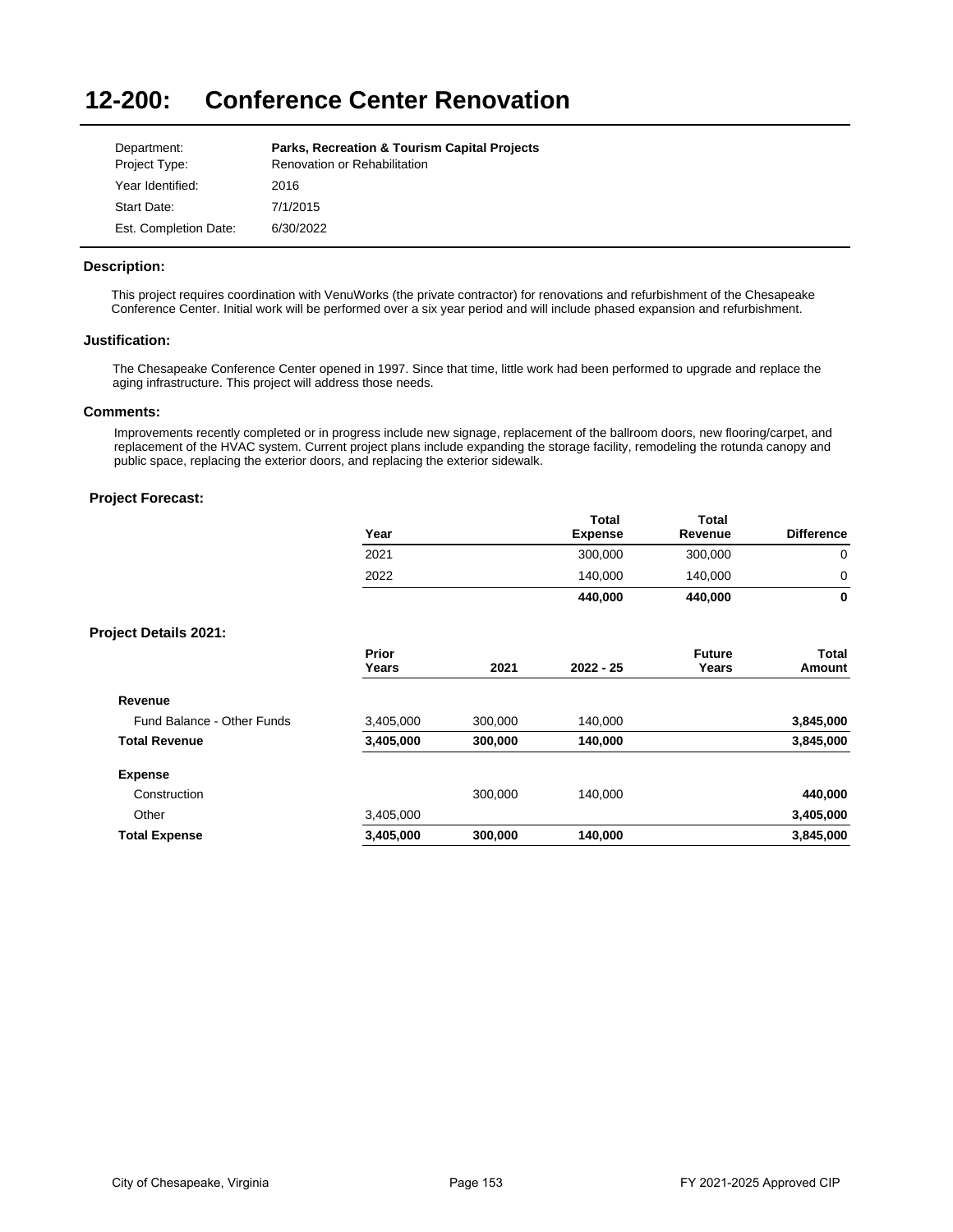# 12-200: Conference Center Renovation

| | |
|---|---|
| Department: | **Parks, Recreation & Tourism Capital Projects** |
| Project Type: | Renovation or Rehabilitation |
| Year Identified: | 2016 |
| Start Date: | 7/1/2015 |
| Est. Completion Date: | 6/30/2022 |

### Description:

This project requires coordination with VenuWorks (the private contractor) for renovations and refurbishment of the Chesapeake Conference Center. Initial work will be performed over a six year period and will include phased expansion and refurbishment.

### Justification:

The Chesapeake Conference Center opened in 1997. Since that time, little work had been performed to upgrade and replace the aging infrastructure. This project will address those needs.

### Comments:

Improvements recently completed or in progress include new signage, replacement of the ballroom doors, new flooring/carpet, and replacement of the HVAC system. Current project plans include expanding the storage facility, remodeling the rotunda canopy and public space, replacing the exterior doors, and replacing the exterior sidewalk.

### Project Forecast:

| Year | Total Expense | Total Revenue | Difference |
|---|---|---|---|
| 2021 | 300,000 | 300,000 | 0 |
| 2022 | 140,000 | 140,000 | 0 |
| | **440,000** | **440,000** | **0** |

### Project Details 2021:

| | Prior Years | 2021 | 2022 - 25 | Future Years | Total Amount |
|---|---|---|---|---|---|
| **Revenue** | | | | | |
| Fund Balance - Other Funds | 3,405,000 | 300,000 | 140,000 | | **3,845,000** |
| **Total Revenue** | **3,405,000** | **300,000** | **140,000** | | **3,845,000** |
| **Expense** | | | | | |
| Construction | | 300,000 | 140,000 | | **440,000** |
| Other | 3,405,000 | | | | **3,405,000** |
| **Total Expense** | **3,405,000** | **300,000** | **140,000** | | **3,845,000** |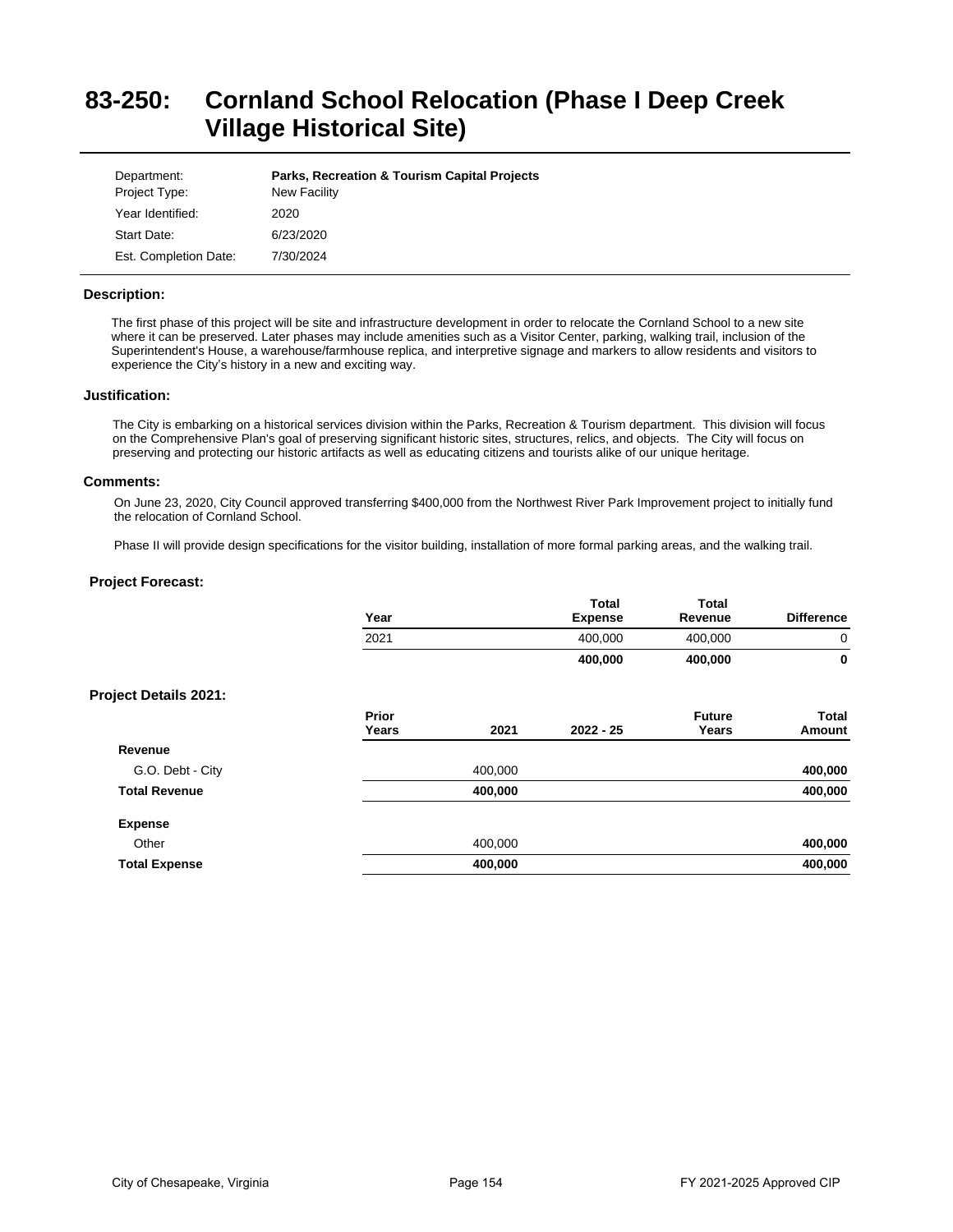# 83-250: Cornland School Relocation (Phase I Deep Creek Village Historical Site)

| | |
|---|---|
| Department: | **Parks, Recreation & Tourism Capital Projects** |
| Project Type: | New Facility |
| Year Identified: | 2020 |
| Start Date: | 6/23/2020 |
| Est. Completion Date: | 7/30/2024 |

### Description:

The first phase of this project will be site and infrastructure development in order to relocate the Cornland School to a new site where it can be preserved. Later phases may include amenities such as a Visitor Center, parking, walking trail, inclusion of the Superintendent's House, a warehouse/farmhouse replica, and interpretive signage and markers to allow residents and visitors to experience the City's history in a new and exciting way.

### Justification:

The City is embarking on a historical services division within the Parks, Recreation & Tourism department. This division will focus on the Comprehensive Plan's goal of preserving significant historic sites, structures, relics, and objects. The City will focus on preserving and protecting our historic artifacts as well as educating citizens and tourists alike of our unique heritage.

### Comments:

On June 23, 2020, City Council approved transferring $400,000 from the Northwest River Park Improvement project to initially fund the relocation of Cornland School.

Phase II will provide design specifications for the visitor building, installation of more formal parking areas, and the walking trail.

### Project Forecast:

| Year | Total Expense | Total Revenue | Difference |
|---|---|---|---|
| 2021 | 400,000 | 400,000 | 0 |
| | **400,000** | **400,000** | **0** |

### Project Details 2021:

| | Prior Years | 2021 | 2022 - 25 | Future Years | Total Amount |
|---|---|---|---|---|---|
| **Revenue** | | | | | |
| G.O. Debt - City | | 400,000 | | | **400,000** |
| **Total Revenue** | | **400,000** | | | **400,000** |
| **Expense** | | | | | |
| Other | | 400,000 | | | **400,000** |
| **Total Expense** | | **400,000** | | | **400,000** |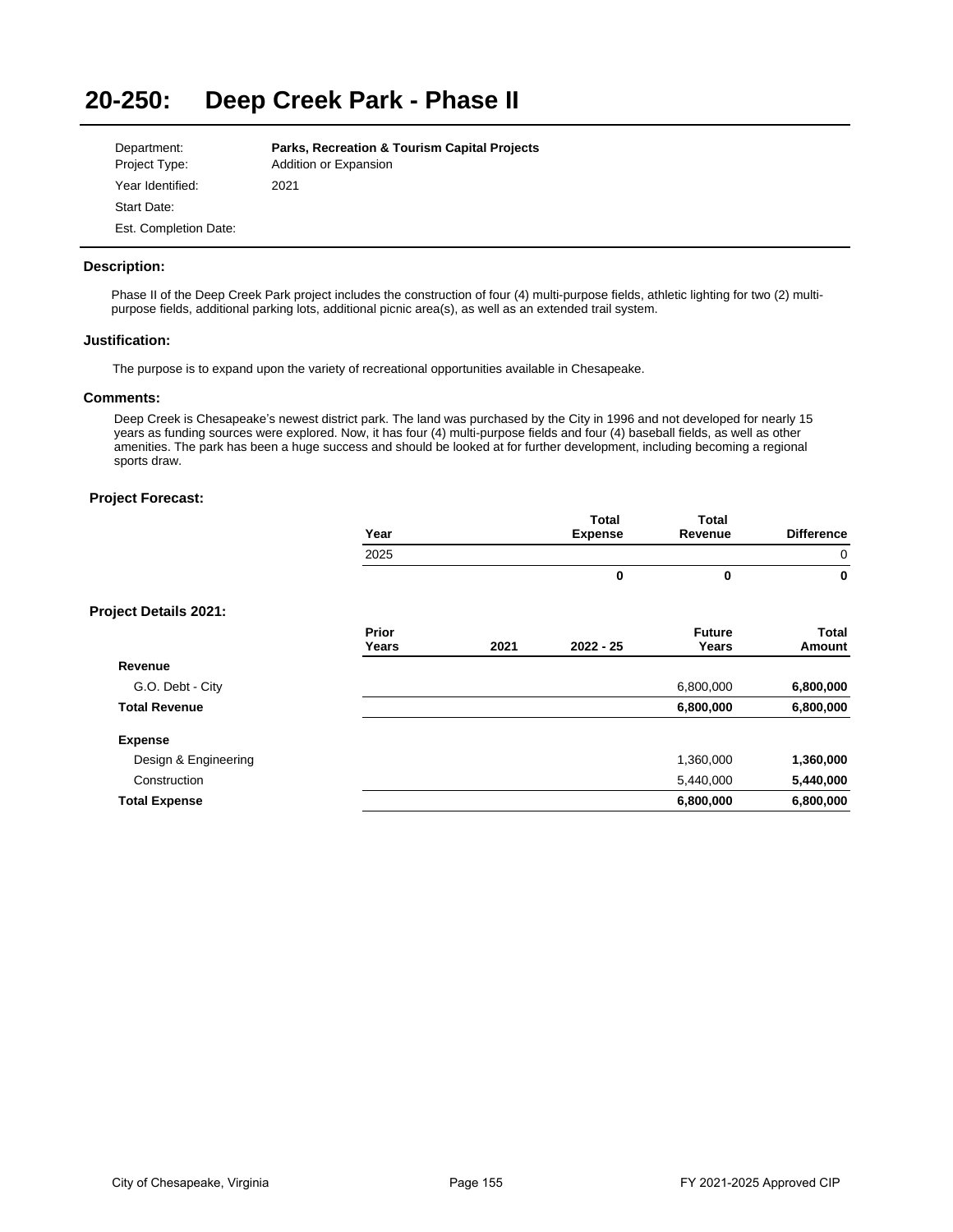# 20-250: Deep Creek Park - Phase II

| | |
|---|---|
| Department: | **Parks, Recreation & Tourism Capital Projects** |
| Project Type: | Addition or Expansion |
| Year Identified: | 2021 |
| Start Date: | |
| Est. Completion Date: | |

### Description:

Phase II of the Deep Creek Park project includes the construction of four (4) multi-purpose fields, athletic lighting for two (2) multi-purpose fields, additional parking lots, additional picnic area(s), as well as an extended trail system.

### Justification:

The purpose is to expand upon the variety of recreational opportunities available in Chesapeake.

### Comments:

Deep Creek is Chesapeake's newest district park. The land was purchased by the City in 1996 and not developed for nearly 15 years as funding sources were explored. Now, it has four (4) multi-purpose fields and four (4) baseball fields, as well as other amenities. The park has been a huge success and should be looked at for further development, including becoming a regional sports draw.

### Project Forecast:

| Year | Total Expense | Total Revenue | Difference |
|---|---|---|---|
| 2025 | | | 0 |
| | **0** | **0** | **0** |

### Project Details 2021:

| | Prior Years | 2021 | 2022 - 25 | Future Years | Total Amount |
|---|---|---|---|---|---|
| **Revenue** | | | | | |
| G.O. Debt - City | | | | 6,800,000 | **6,800,000** |
| **Total Revenue** | | | | **6,800,000** | **6,800,000** |
| **Expense** | | | | | |
| Design & Engineering | | | | 1,360,000 | **1,360,000** |
| Construction | | | | 5,440,000 | **5,440,000** |
| **Total Expense** | | | | **6,800,000** | **6,800,000** |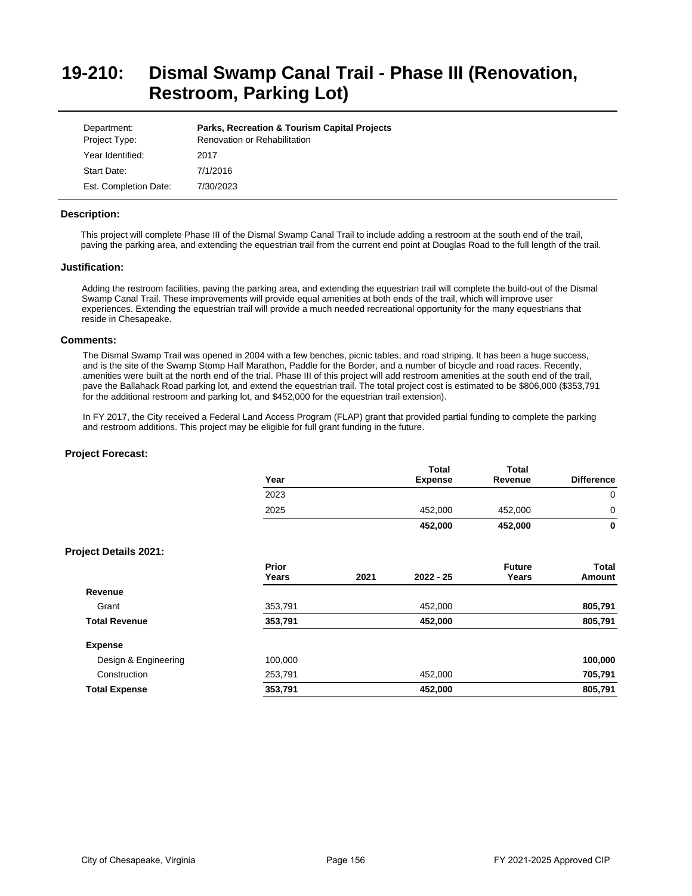# 19-210: Dismal Swamp Canal Trail - Phase III (Renovation, Restroom, Parking Lot)

| | |
|---|---|
| Department: | **Parks, Recreation & Tourism Capital Projects** |
| Project Type: | Renovation or Rehabilitation |
| Year Identified: | 2017 |
| Start Date: | 7/1/2016 |
| Est. Completion Date: | 7/30/2023 |

### Description:

This project will complete Phase III of the Dismal Swamp Canal Trail to include adding a restroom at the south end of the trail, paving the parking area, and extending the equestrian trail from the current end point at Douglas Road to the full length of the trail.

### Justification:

Adding the restroom facilities, paving the parking area, and extending the equestrian trail will complete the build-out of the Dismal Swamp Canal Trail. These improvements will provide equal amenities at both ends of the trail, which will improve user experiences. Extending the equestrian trail will provide a much needed recreational opportunity for the many equestrians that reside in Chesapeake.

### Comments:

The Dismal Swamp Trail was opened in 2004 with a few benches, picnic tables, and road striping. It has been a huge success, and is the site of the Swamp Stomp Half Marathon, Paddle for the Border, and a number of bicycle and road races. Recently, amenities were built at the north end of the trial. Phase III of this project will add restroom amenities at the south end of the trail, pave the Ballahack Road parking lot, and extend the equestrian trail. The total project cost is estimated to be $806,000 ($353,791 for the additional restroom and parking lot, and $452,000 for the equestrian trail extension).

In FY 2017, the City received a Federal Land Access Program (FLAP) grant that provided partial funding to complete the parking and restroom additions. This project may be eligible for full grant funding in the future.

### Project Forecast:

| Year | Total Expense | Total Revenue | Difference |
|---|---|---|---|
| 2023 | | | 0 |
| 2025 | 452,000 | 452,000 | 0 |
| | **452,000** | **452,000** | **0** |

### Project Details 2021:

| | Prior Years | 2021 | 2022 - 25 | Future Years | Total Amount |
|---|---|---|---|---|---|
| **Revenue** | | | | | |
| Grant | 353,791 | | 452,000 | | **805,791** |
| **Total Revenue** | **353,791** | | **452,000** | | **805,791** |
| **Expense** | | | | | |
| Design & Engineering | 100,000 | | | | **100,000** |
| Construction | 253,791 | | 452,000 | | **705,791** |
| **Total Expense** | **353,791** | | **452,000** | | **805,791** |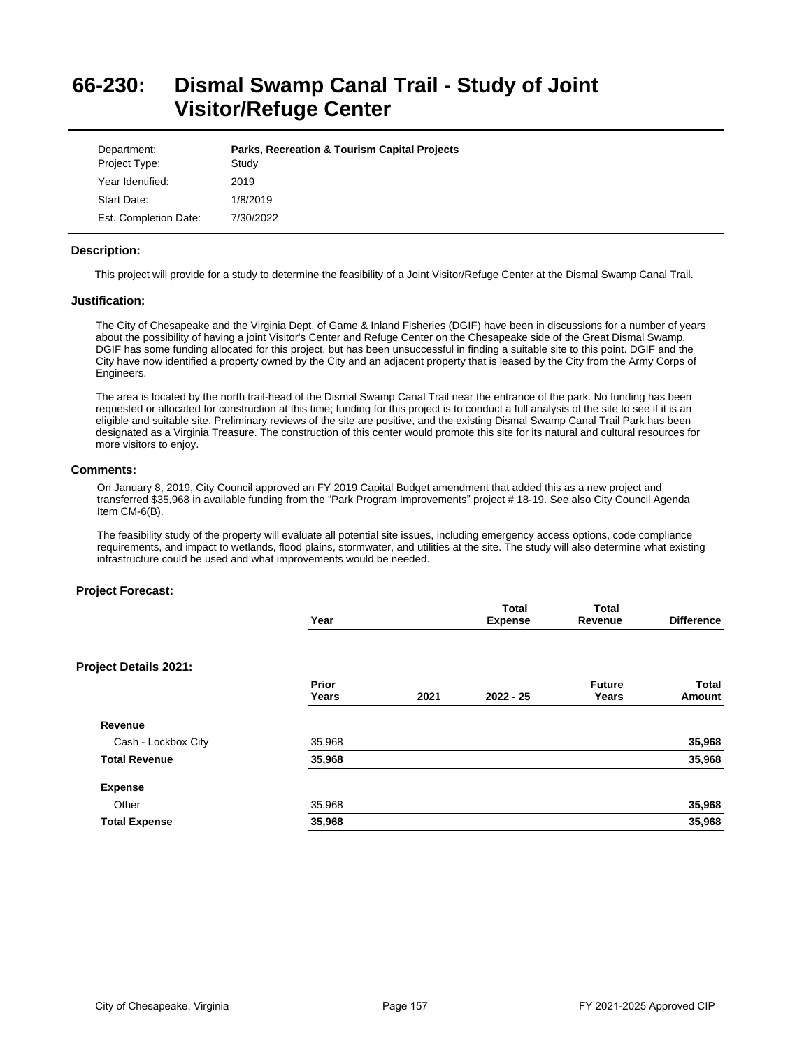# 66-230: Dismal Swamp Canal Trail - Study of Joint Visitor/Refuge Center

| | |
|---|---|
| Department: | **Parks, Recreation & Tourism Capital Projects** |
| Project Type: | Study |
| Year Identified: | 2019 |
| Start Date: | 1/8/2019 |
| Est. Completion Date: | 7/30/2022 |

### Description:

This project will provide for a study to determine the feasibility of a Joint Visitor/Refuge Center at the Dismal Swamp Canal Trail.

### Justification:

The City of Chesapeake and the Virginia Dept. of Game & Inland Fisheries (DGIF) have been in discussions for a number of years about the possibility of having a joint Visitor's Center and Refuge Center on the Chesapeake side of the Great Dismal Swamp. DGIF has some funding allocated for this project, but has been unsuccessful in finding a suitable site to this point. DGIF and the City have now identified a property owned by the City and an adjacent property that is leased by the City from the Army Corps of Engineers.

The area is located by the north trail-head of the Dismal Swamp Canal Trail near the entrance of the park. No funding has been requested or allocated for construction at this time; funding for this project is to conduct a full analysis of the site to see if it is an eligible and suitable site. Preliminary reviews of the site are positive, and the existing Dismal Swamp Canal Trail Park has been designated as a Virginia Treasure. The construction of this center would promote this site for its natural and cultural resources for more visitors to enjoy.

### Comments:

On January 8, 2019, City Council approved an FY 2019 Capital Budget amendment that added this as a new project and transferred $35,968 in available funding from the “Park Program Improvements” project # 18-19. See also City Council Agenda Item CM-6(B).

The feasibility study of the property will evaluate all potential site issues, including emergency access options, code compliance requirements, and impact to wetlands, flood plains, stormwater, and utilities at the site. The study will also determine what existing infrastructure could be used and what improvements would be needed.

### Project Forecast:

| | Year | Total Expense | Total Revenue | Difference |
|---|---|---|---|---|

### Project Details 2021:

| | Prior Years | 2021 | 2022 - 25 | Future Years | Total Amount |
|---|---|---|---|---|---|
| **Revenue** | | | | | |
| Cash - Lockbox City | 35,968 | | | | **35,968** |
| **Total Revenue** | **35,968** | | | | **35,968** |
| **Expense** | | | | | |
| Other | 35,968 | | | | **35,968** |
| **Total Expense** | **35,968** | | | | **35,968** |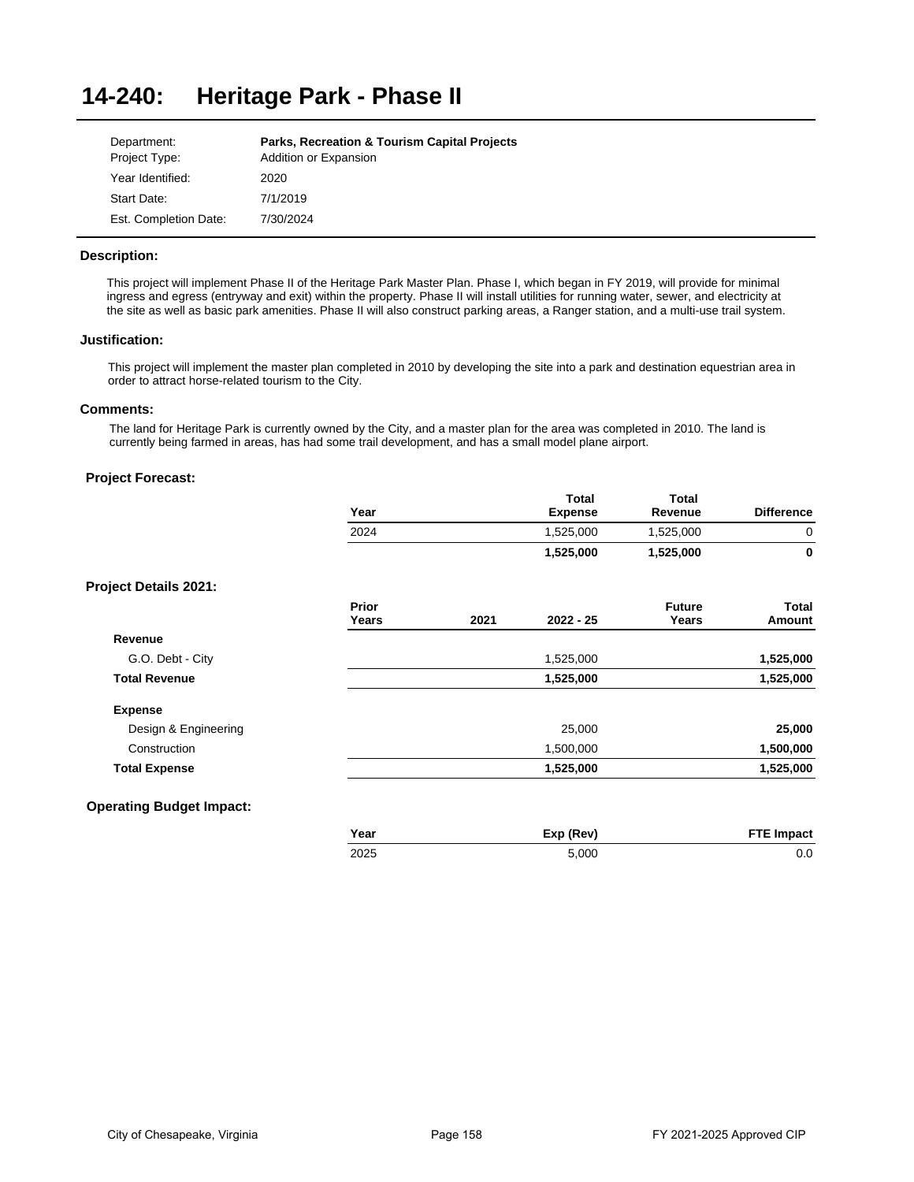# 14-240: Heritage Park - Phase II

| | |
|---|---|
| Department: | **Parks, Recreation & Tourism Capital Projects** |
| Project Type: | Addition or Expansion |
| Year Identified: | 2020 |
| Start Date: | 7/1/2019 |
| Est. Completion Date: | 7/30/2024 |

### Description:

This project will implement Phase II of the Heritage Park Master Plan. Phase I, which began in FY 2019, will provide for minimal ingress and egress (entryway and exit) within the property. Phase II will install utilities for running water, sewer, and electricity at the site as well as basic park amenities. Phase II will also construct parking areas, a Ranger station, and a multi-use trail system.

### Justification:

This project will implement the master plan completed in 2010 by developing the site into a park and destination equestrian area in order to attract horse-related tourism to the City.

### Comments:

The land for Heritage Park is currently owned by the City, and a master plan for the area was completed in 2010. The land is currently being farmed in areas, has had some trail development, and has a small model plane airport.

### Project Forecast:

| Year | Total Expense | Total Revenue | Difference |
|---|---|---|---|
| 2024 | 1,525,000 | 1,525,000 | 0 |
| | **1,525,000** | **1,525,000** | **0** |

### Project Details 2021:

| | Prior Years | 2021 | 2022 - 25 | Future Years | Total Amount |
|---|---|---|---|---|---|
| **Revenue** | | | | | |
| G.O. Debt - City | | | 1,525,000 | | **1,525,000** |
| **Total Revenue** | | | **1,525,000** | | **1,525,000** |
| **Expense** | | | | | |
| Design & Engineering | | | 25,000 | | **25,000** |
| Construction | | | 1,500,000 | | **1,500,000** |
| **Total Expense** | | | **1,525,000** | | **1,525,000** |

### Operating Budget Impact:

| Year | Exp (Rev) | FTE Impact |
|---|---|---|
| 2025 | 5,000 | 0.0 |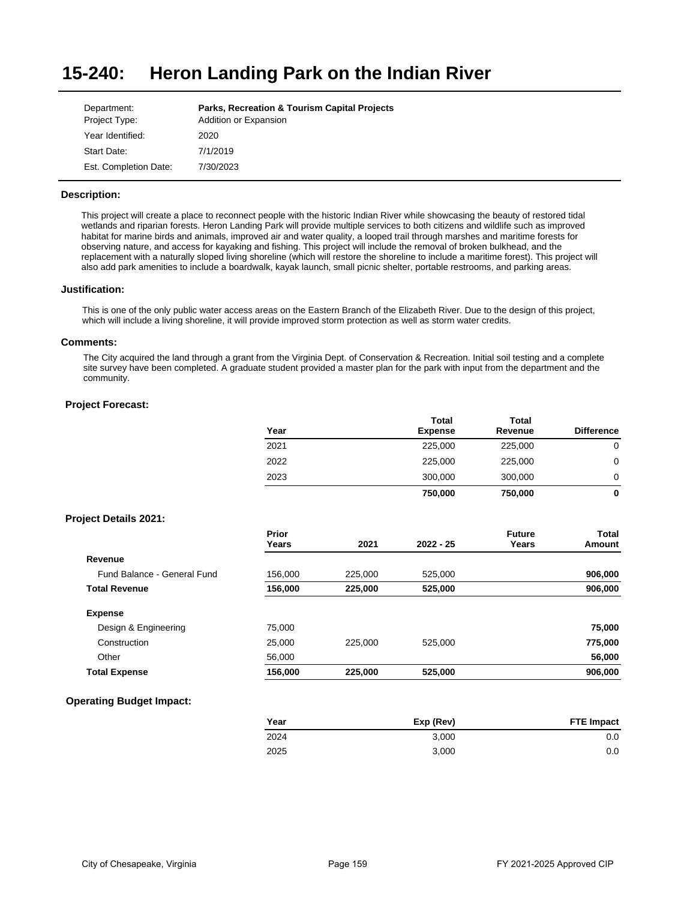# 15-240: Heron Landing Park on the Indian River

| | |
|---|---|
| Department: | **Parks, Recreation & Tourism Capital Projects** |
| Project Type: | Addition or Expansion |
| Year Identified: | 2020 |
| Start Date: | 7/1/2019 |
| Est. Completion Date: | 7/30/2023 |

### Description:

This project will create a place to reconnect people with the historic Indian River while showcasing the beauty of restored tidal wetlands and riparian forests. Heron Landing Park will provide multiple services to both citizens and wildlife such as improved habitat for marine birds and animals, improved air and water quality, a looped trail through marshes and maritime forests for observing nature, and access for kayaking and fishing. This project will include the removal of broken bulkhead, and the replacement with a naturally sloped living shoreline (which will restore the shoreline to include a maritime forest). This project will also add park amenities to include a boardwalk, kayak launch, small picnic shelter, portable restrooms, and parking areas.

### Justification:

This is one of the only public water access areas on the Eastern Branch of the Elizabeth River. Due to the design of this project, which will include a living shoreline, it will provide improved storm protection as well as storm water credits.

### Comments:

The City acquired the land through a grant from the Virginia Dept. of Conservation & Recreation. Initial soil testing and a complete site survey have been completed. A graduate student provided a master plan for the park with input from the department and the community.

### Project Forecast:

| Year | Total Expense | Total Revenue | Difference |
|---|---|---|---|
| 2021 | 225,000 | 225,000 | 0 |
| 2022 | 225,000 | 225,000 | 0 |
| 2023 | 300,000 | 300,000 | 0 |
| | **750,000** | **750,000** | **0** |

### Project Details 2021:

| | Prior Years | 2021 | 2022 - 25 | Future Years | Total Amount |
|---|---|---|---|---|---|
| **Revenue** | | | | | |
| Fund Balance - General Fund | 156,000 | 225,000 | 525,000 | | **906,000** |
| **Total Revenue** | **156,000** | **225,000** | **525,000** | | **906,000** |
| **Expense** | | | | | |
| Design & Engineering | 75,000 | | | | **75,000** |
| Construction | 25,000 | 225,000 | 525,000 | | **775,000** |
| Other | 56,000 | | | | **56,000** |
| **Total Expense** | **156,000** | **225,000** | **525,000** | | **906,000** |

### Operating Budget Impact:

| Year | Exp (Rev) | FTE Impact |
|---|---|---|
| 2024 | 3,000 | 0.0 |
| 2025 | 3,000 | 0.0 |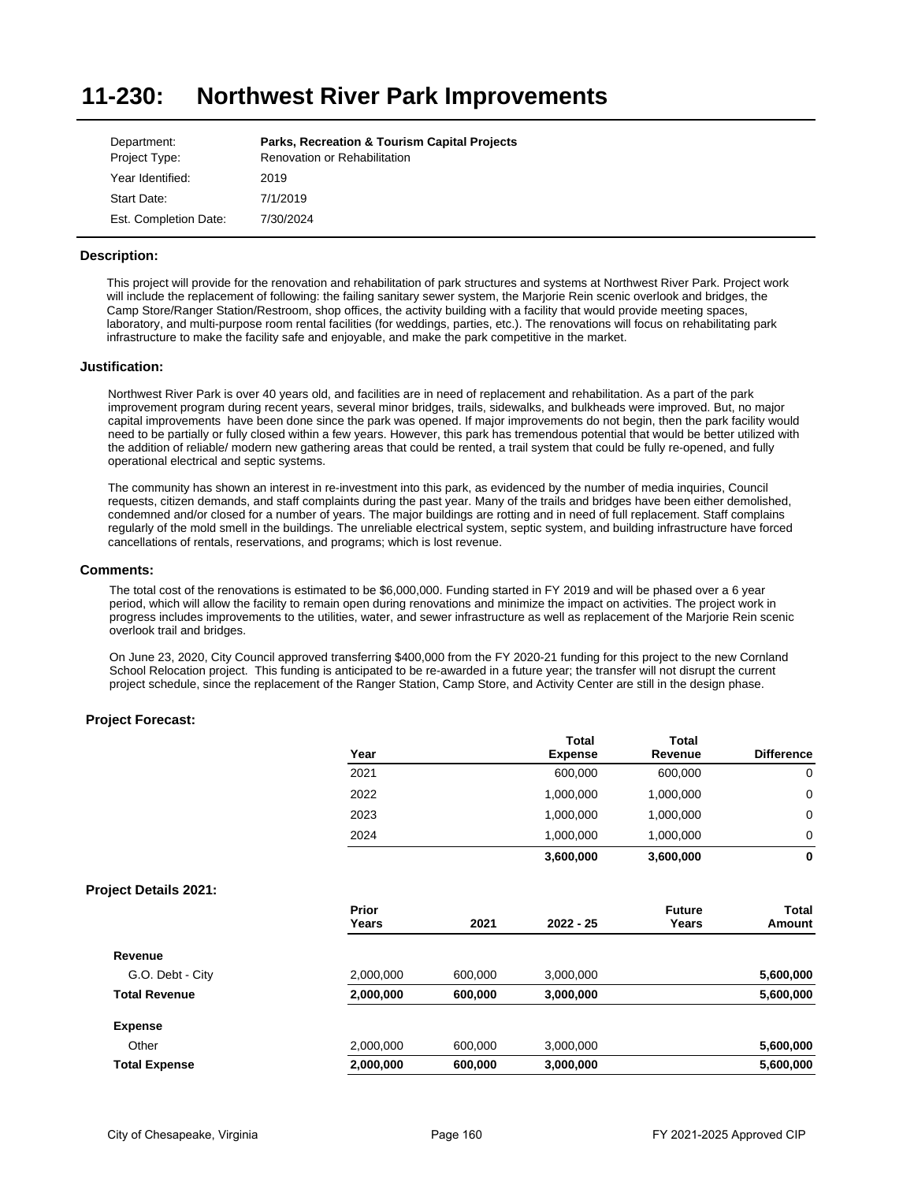# 11-230: Northwest River Park Improvements

| | |
|---|---|
| Department: | **Parks, Recreation & Tourism Capital Projects** |
| Project Type: | Renovation or Rehabilitation |
| Year Identified: | 2019 |
| Start Date: | 7/1/2019 |
| Est. Completion Date: | 7/30/2024 |

### Description:

This project will provide for the renovation and rehabilitation of park structures and systems at Northwest River Park. Project work will include the replacement of following: the failing sanitary sewer system, the Marjorie Rein scenic overlook and bridges, the Camp Store/Ranger Station/Restroom, shop offices, the activity building with a facility that would provide meeting spaces, laboratory, and multi-purpose room rental facilities (for weddings, parties, etc.). The renovations will focus on rehabilitating park infrastructure to make the facility safe and enjoyable, and make the park competitive in the market.

### Justification:

Northwest River Park is over 40 years old, and facilities are in need of replacement and rehabilitation. As a part of the park improvement program during recent years, several minor bridges, trails, sidewalks, and bulkheads were improved. But, no major capital improvements have been done since the park was opened. If major improvements do not begin, then the park facility would need to be partially or fully closed within a few years. However, this park has tremendous potential that would be better utilized with the addition of reliable/ modern new gathering areas that could be rented, a trail system that could be fully re-opened, and fully operational electrical and septic systems.

The community has shown an interest in re-investment into this park, as evidenced by the number of media inquiries, Council requests, citizen demands, and staff complaints during the past year. Many of the trails and bridges have been either demolished, condemned and/or closed for a number of years. The major buildings are rotting and in need of full replacement. Staff complains regularly of the mold smell in the buildings. The unreliable electrical system, septic system, and building infrastructure have forced cancellations of rentals, reservations, and programs; which is lost revenue.

### Comments:

The total cost of the renovations is estimated to be $6,000,000. Funding started in FY 2019 and will be phased over a 6 year period, which will allow the facility to remain open during renovations and minimize the impact on activities. The project work in progress includes improvements to the utilities, water, and sewer infrastructure as well as replacement of the Marjorie Rein scenic overlook trail and bridges.

On June 23, 2020, City Council approved transferring $400,000 from the FY 2020-21 funding for this project to the new Cornland School Relocation project. This funding is anticipated to be re-awarded in a future year; the transfer will not disrupt the current project schedule, since the replacement of the Ranger Station, Camp Store, and Activity Center are still in the design phase.

### Project Forecast:

| Year | Total Expense | Total Revenue | Difference |
|---|---|---|---|
| 2021 | 600,000 | 600,000 | 0 |
| 2022 | 1,000,000 | 1,000,000 | 0 |
| 2023 | 1,000,000 | 1,000,000 | 0 |
| 2024 | 1,000,000 | 1,000,000 | 0 |
| | **3,600,000** | **3,600,000** | **0** |

### Project Details 2021:

| | Prior Years | 2021 | 2022 - 25 | Future Years | Total Amount |
|---|---|---|---|---|---|
| **Revenue** | | | | | |
| G.O. Debt - City | 2,000,000 | 600,000 | 3,000,000 | | **5,600,000** |
| **Total Revenue** | **2,000,000** | **600,000** | **3,000,000** | | **5,600,000** |
| **Expense** | | | | | |
| Other | 2,000,000 | 600,000 | 3,000,000 | | **5,600,000** |
| **Total Expense** | **2,000,000** | **600,000** | **3,000,000** | | **5,600,000** |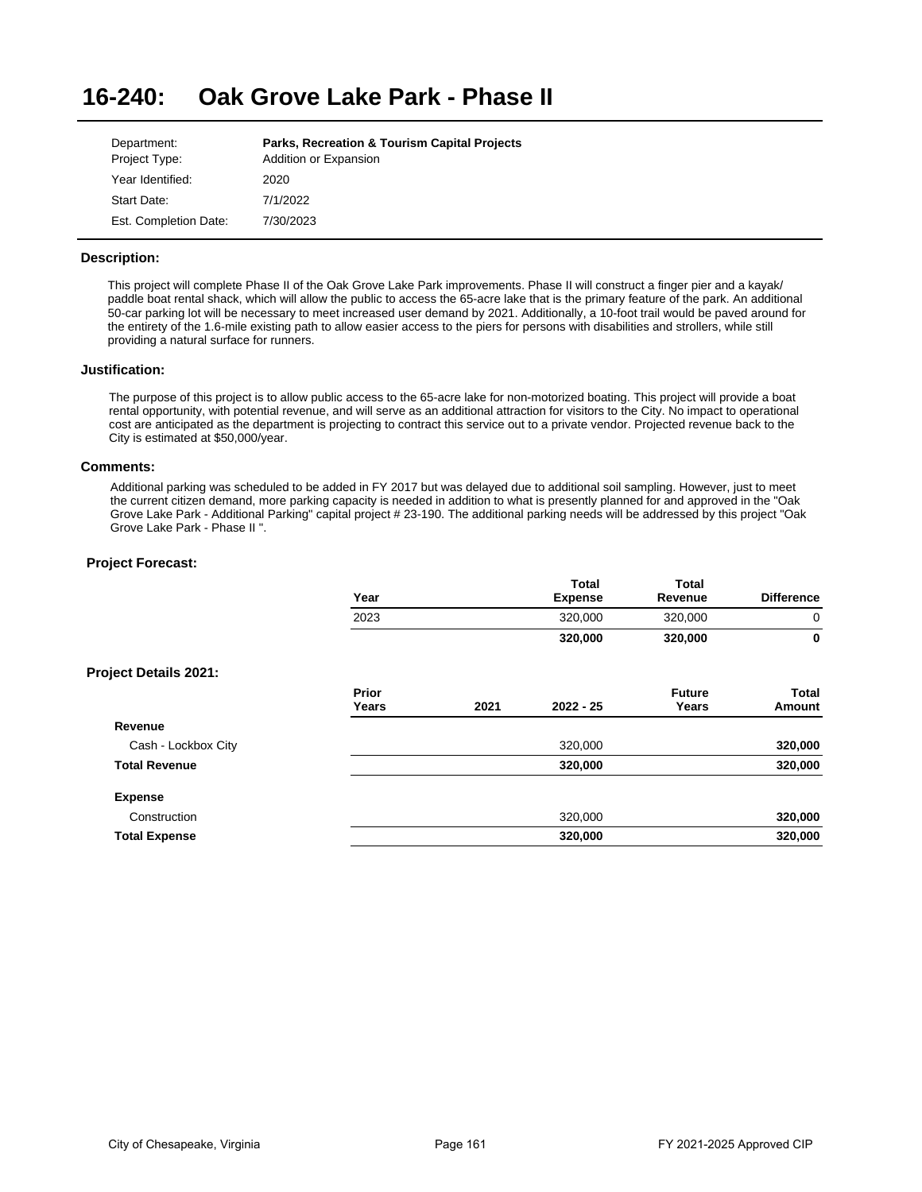# 16-240: Oak Grove Lake Park - Phase II

| | |
|---|---|
| Department: | **Parks, Recreation & Tourism Capital Projects** |
| Project Type: | Addition or Expansion |
| Year Identified: | 2020 |
| Start Date: | 7/1/2022 |
| Est. Completion Date: | 7/30/2023 |

### Description:

This project will complete Phase II of the Oak Grove Lake Park improvements. Phase II will construct a finger pier and a kayak/ paddle boat rental shack, which will allow the public to access the 65-acre lake that is the primary feature of the park. An additional 50-car parking lot will be necessary to meet increased user demand by 2021. Additionally, a 10-foot trail would be paved around for the entirety of the 1.6-mile existing path to allow easier access to the piers for persons with disabilities and strollers, while still providing a natural surface for runners.

### Justification:

The purpose of this project is to allow public access to the 65-acre lake for non-motorized boating. This project will provide a boat rental opportunity, with potential revenue, and will serve as an additional attraction for visitors to the City. No impact to operational cost are anticipated as the department is projecting to contract this service out to a private vendor. Projected revenue back to the City is estimated at $50,000/year.

### Comments:

Additional parking was scheduled to be added in FY 2017 but was delayed due to additional soil sampling. However, just to meet the current citizen demand, more parking capacity is needed in addition to what is presently planned for and approved in the "Oak Grove Lake Park - Additional Parking" capital project # 23-190. The additional parking needs will be addressed by this project "Oak Grove Lake Park - Phase II ".

### Project Forecast:

| Year | Total Expense | Total Revenue | Difference |
|---|---|---|---|
| 2023 | 320,000 | 320,000 | 0 |
| | **320,000** | **320,000** | **0** |

### Project Details 2021:

| | Prior Years | 2021 | 2022 - 25 | Future Years | Total Amount |
|---|---|---|---|---|---|
| **Revenue** | | | | | |
| Cash - Lockbox City | | | 320,000 | | **320,000** |
| **Total Revenue** | | | **320,000** | | **320,000** |
| **Expense** | | | | | |
| Construction | | | 320,000 | | **320,000** |
| **Total Expense** | | | **320,000** | | **320,000** |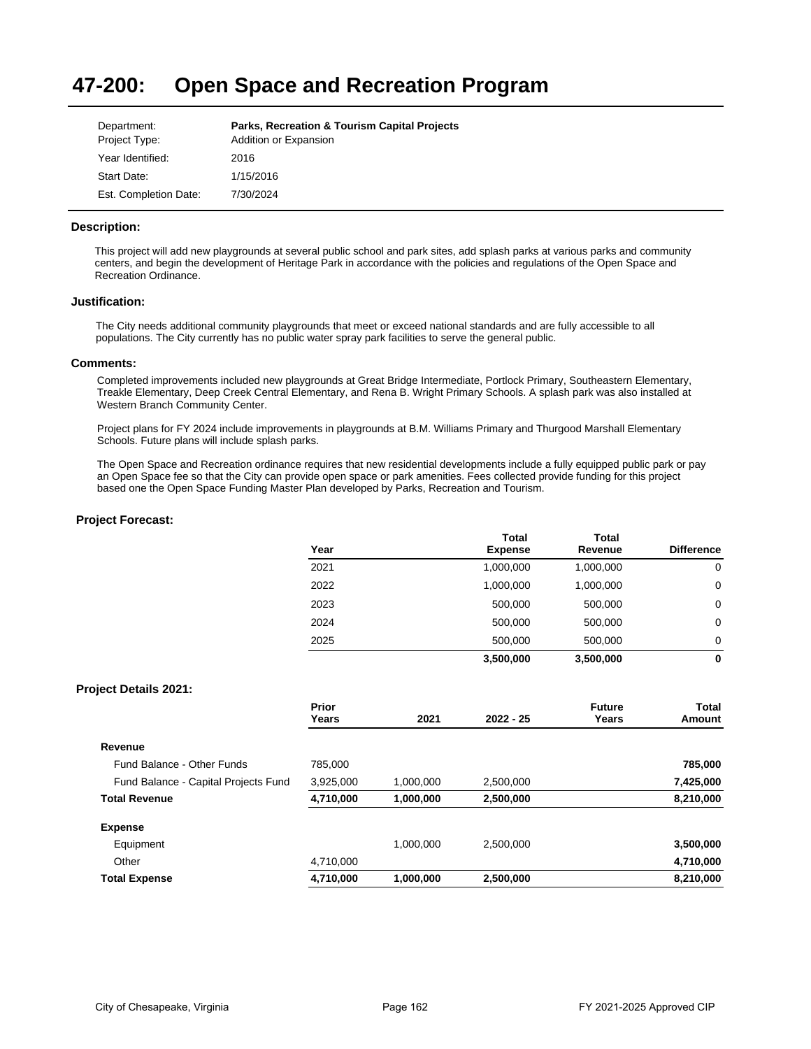# 47-200: Open Space and Recreation Program

| | |
|---|---|
| Department: | **Parks, Recreation & Tourism Capital Projects** |
| Project Type: | Addition or Expansion |
| Year Identified: | 2016 |
| Start Date: | 1/15/2016 |
| Est. Completion Date: | 7/30/2024 |

### Description:

This project will add new playgrounds at several public school and park sites, add splash parks at various parks and community centers, and begin the development of Heritage Park in accordance with the policies and regulations of the Open Space and Recreation Ordinance.

### Justification:

The City needs additional community playgrounds that meet or exceed national standards and are fully accessible to all populations. The City currently has no public water spray park facilities to serve the general public.

### Comments:

Completed improvements included new playgrounds at Great Bridge Intermediate, Portlock Primary, Southeastern Elementary, Treakle Elementary, Deep Creek Central Elementary, and Rena B. Wright Primary Schools. A splash park was also installed at Western Branch Community Center.

Project plans for FY 2024 include improvements in playgrounds at B.M. Williams Primary and Thurgood Marshall Elementary Schools. Future plans will include splash parks.

The Open Space and Recreation ordinance requires that new residential developments include a fully equipped public park or pay an Open Space fee so that the City can provide open space or park amenities. Fees collected provide funding for this project based one the Open Space Funding Master Plan developed by Parks, Recreation and Tourism.

### Project Forecast:

| Year | Total Expense | Total Revenue | Difference |
|---|---|---|---|
| 2021 | 1,000,000 | 1,000,000 | 0 |
| 2022 | 1,000,000 | 1,000,000 | 0 |
| 2023 | 500,000 | 500,000 | 0 |
| 2024 | 500,000 | 500,000 | 0 |
| 2025 | 500,000 | 500,000 | 0 |
| | **3,500,000** | **3,500,000** | **0** |

### Project Details 2021:

| | Prior Years | 2021 | 2022 - 25 | Future Years | Total Amount |
|---|---|---|---|---|---|
| **Revenue** | | | | | |
| Fund Balance - Other Funds | 785,000 | | | | **785,000** |
| Fund Balance - Capital Projects Fund | 3,925,000 | 1,000,000 | 2,500,000 | | **7,425,000** |
| **Total Revenue** | **4,710,000** | **1,000,000** | **2,500,000** | | **8,210,000** |
| **Expense** | | | | | |
| Equipment | | 1,000,000 | 2,500,000 | | **3,500,000** |
| Other | 4,710,000 | | | | **4,710,000** |
| **Total Expense** | **4,710,000** | **1,000,000** | **2,500,000** | | **8,210,000** |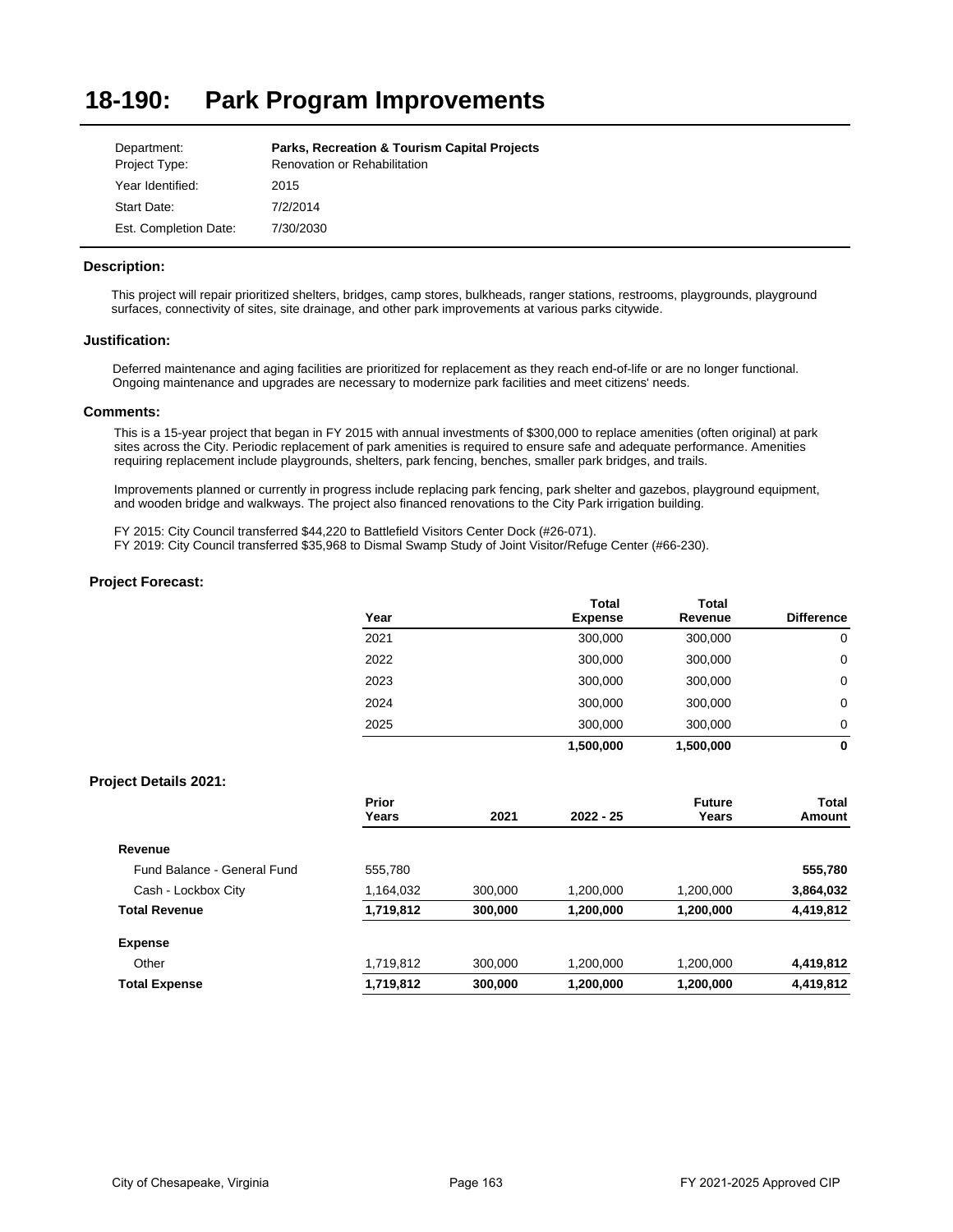# 18-190: Park Program Improvements

| | |
|---|---|
| Department: | **Parks, Recreation & Tourism Capital Projects** |
| Project Type: | Renovation or Rehabilitation |
| Year Identified: | 2015 |
| Start Date: | 7/2/2014 |
| Est. Completion Date: | 7/30/2030 |

### Description:

This project will repair prioritized shelters, bridges, camp stores, bulkheads, ranger stations, restrooms, playgrounds, playground surfaces, connectivity of sites, site drainage, and other park improvements at various parks citywide.

### Justification:

Deferred maintenance and aging facilities are prioritized for replacement as they reach end-of-life or are no longer functional. Ongoing maintenance and upgrades are necessary to modernize park facilities and meet citizens' needs.

### Comments:

This is a 15-year project that began in FY 2015 with annual investments of $300,000 to replace amenities (often original) at park sites across the City. Periodic replacement of park amenities is required to ensure safe and adequate performance. Amenities requiring replacement include playgrounds, shelters, park fencing, benches, smaller park bridges, and trails.

Improvements planned or currently in progress include replacing park fencing, park shelter and gazebos, playground equipment, and wooden bridge and walkways. The project also financed renovations to the City Park irrigation building.

FY 2015: City Council transferred $44,220 to Battlefield Visitors Center Dock (#26-071).
FY 2019: City Council transferred $35,968 to Dismal Swamp Study of Joint Visitor/Refuge Center (#66-230).

### Project Forecast:

| Year | Total Expense | Total Revenue | Difference |
|---|---|---|---|
| 2021 | 300,000 | 300,000 | 0 |
| 2022 | 300,000 | 300,000 | 0 |
| 2023 | 300,000 | 300,000 | 0 |
| 2024 | 300,000 | 300,000 | 0 |
| 2025 | 300,000 | 300,000 | 0 |
| | **1,500,000** | **1,500,000** | **0** |

### Project Details 2021:

| | Prior Years | 2021 | 2022 - 25 | Future Years | Total Amount |
|---|---|---|---|---|---|
| **Revenue** | | | | | |
| Fund Balance - General Fund | 555,780 | | | | **555,780** |
| Cash - Lockbox City | 1,164,032 | 300,000 | 1,200,000 | 1,200,000 | **3,864,032** |
| **Total Revenue** | **1,719,812** | **300,000** | **1,200,000** | **1,200,000** | **4,419,812** |
| **Expense** | | | | | |
| Other | 1,719,812 | 300,000 | 1,200,000 | 1,200,000 | **4,419,812** |
| **Total Expense** | **1,719,812** | **300,000** | **1,200,000** | **1,200,000** | **4,419,812** |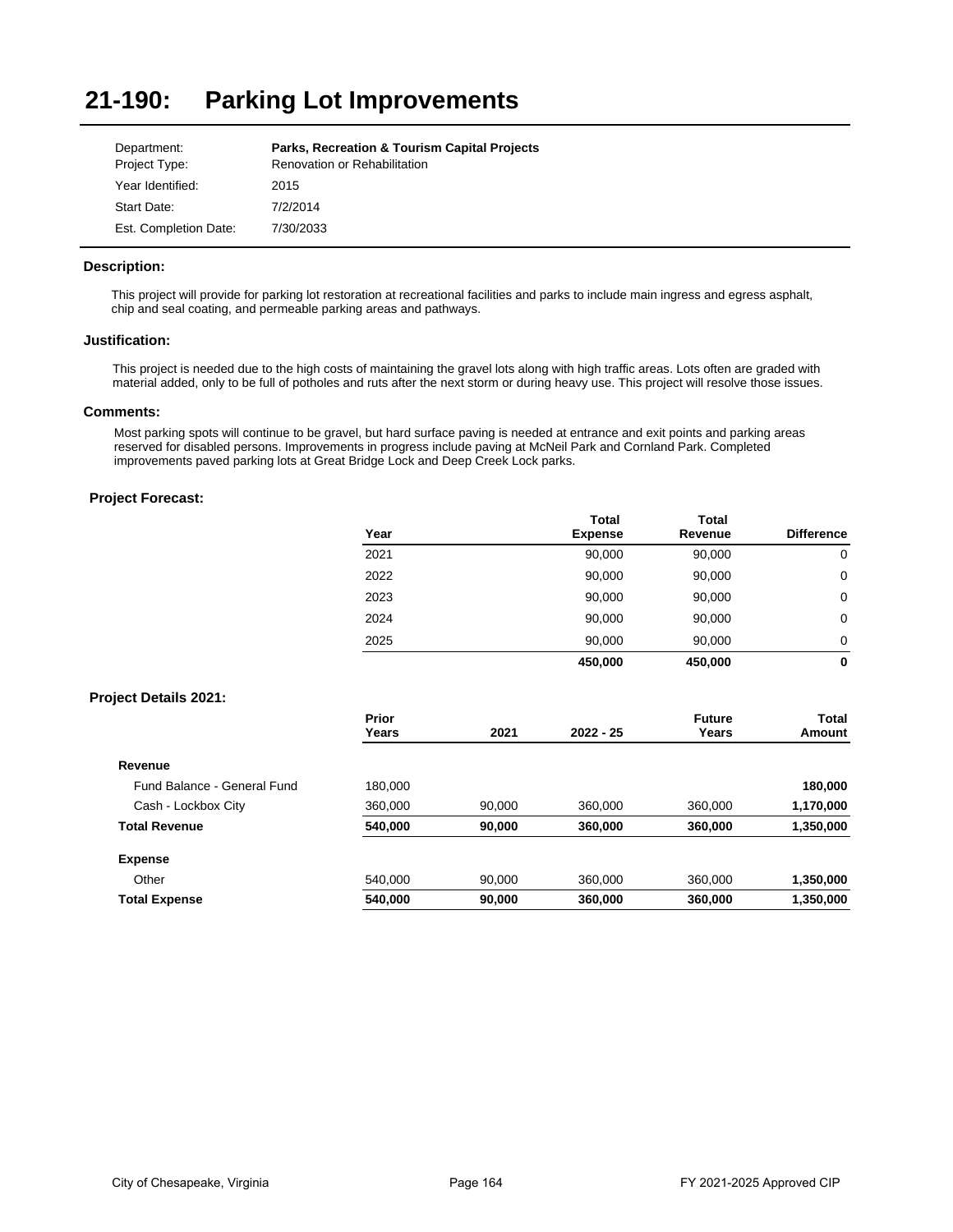# 21-190: Parking Lot Improvements

| | |
|---|---|
| Department: | **Parks, Recreation & Tourism Capital Projects** |
| Project Type: | Renovation or Rehabilitation |
| Year Identified: | 2015 |
| Start Date: | 7/2/2014 |
| Est. Completion Date: | 7/30/2033 |

### Description:

This project will provide for parking lot restoration at recreational facilities and parks to include main ingress and egress asphalt, chip and seal coating, and permeable parking areas and pathways.

### Justification:

This project is needed due to the high costs of maintaining the gravel lots along with high traffic areas. Lots often are graded with material added, only to be full of potholes and ruts after the next storm or during heavy use. This project will resolve those issues.

### Comments:

Most parking spots will continue to be gravel, but hard surface paving is needed at entrance and exit points and parking areas reserved for disabled persons. Improvements in progress include paving at McNeil Park and Cornland Park. Completed improvements paved parking lots at Great Bridge Lock and Deep Creek Lock parks.

### Project Forecast:

| Year | Total Expense | Total Revenue | Difference |
|---|---|---|---|
| 2021 | 90,000 | 90,000 | 0 |
| 2022 | 90,000 | 90,000 | 0 |
| 2023 | 90,000 | 90,000 | 0 |
| 2024 | 90,000 | 90,000 | 0 |
| 2025 | 90,000 | 90,000 | 0 |
| | **450,000** | **450,000** | **0** |

### Project Details 2021:

| | Prior Years | 2021 | 2022 - 25 | Future Years | Total Amount |
|---|---|---|---|---|---|
| **Revenue** | | | | | |
| Fund Balance - General Fund | 180,000 | | | | **180,000** |
| Cash - Lockbox City | 360,000 | 90,000 | 360,000 | 360,000 | **1,170,000** |
| **Total Revenue** | **540,000** | **90,000** | **360,000** | **360,000** | **1,350,000** |
| **Expense** | | | | | |
| Other | 540,000 | 90,000 | 360,000 | 360,000 | **1,350,000** |
| **Total Expense** | **540,000** | **90,000** | **360,000** | **360,000** | **1,350,000** |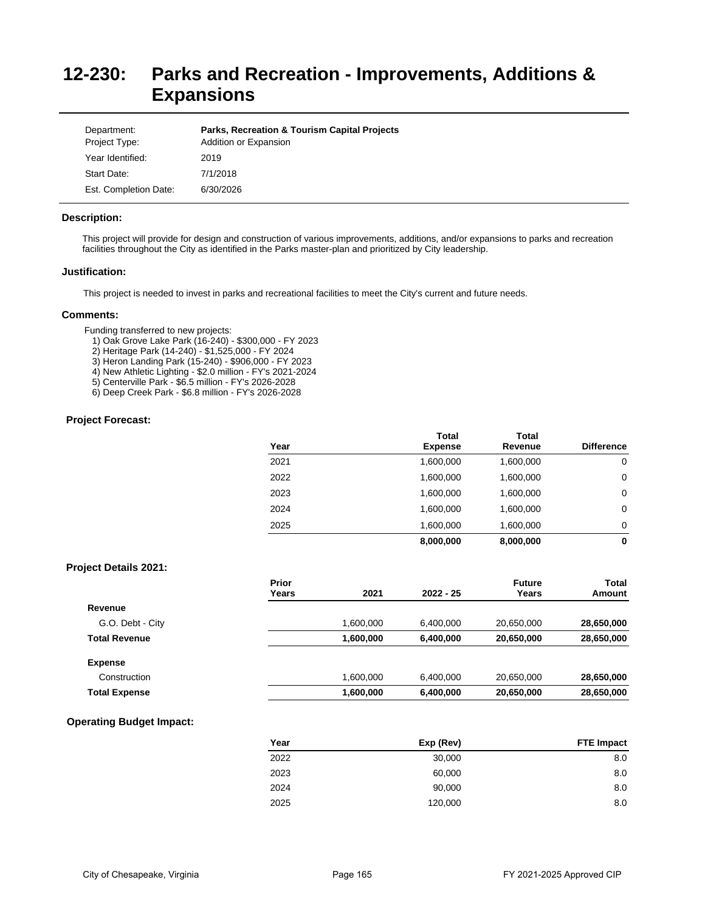# 12-230: Parks and Recreation - Improvements, Additions & Expansions

| | |
|---|---|
| Department: | **Parks, Recreation & Tourism Capital Projects** |
| Project Type: | Addition or Expansion |
| Year Identified: | 2019 |
| Start Date: | 7/1/2018 |
| Est. Completion Date: | 6/30/2026 |

### Description:

This project will provide for design and construction of various improvements, additions, and/or expansions to parks and recreation facilities throughout the City as identified in the Parks master-plan and prioritized by City leadership.

### Justification:

This project is needed to invest in parks and recreational facilities to meet the City's current and future needs.

### Comments:

Funding transferred to new projects:

1) Oak Grove Lake Park (16-240) - $300,000 - FY 2023
2) Heritage Park (14-240) - $1,525,000 - FY 2024
3) Heron Landing Park (15-240) - $906,000 - FY 2023
4) New Athletic Lighting - $2.0 million - FY's 2021-2024
5) Centerville Park - $6.5 million - FY's 2026-2028
6) Deep Creek Park - $6.8 million - FY's 2026-2028

### Project Forecast:

| Year | Total Expense | Total Revenue | Difference |
|---|---|---|---|
| 2021 | 1,600,000 | 1,600,000 | 0 |
| 2022 | 1,600,000 | 1,600,000 | 0 |
| 2023 | 1,600,000 | 1,600,000 | 0 |
| 2024 | 1,600,000 | 1,600,000 | 0 |
| 2025 | 1,600,000 | 1,600,000 | 0 |
| | **8,000,000** | **8,000,000** | **0** |

### Project Details 2021:

| | Prior Years | 2021 | 2022 - 25 | Future Years | Total Amount |
|---|---|---|---|---|---|
| **Revenue** | | | | | |
| G.O. Debt - City | | 1,600,000 | 6,400,000 | 20,650,000 | **28,650,000** |
| **Total Revenue** | | **1,600,000** | **6,400,000** | **20,650,000** | **28,650,000** |
| **Expense** | | | | | |
| Construction | | 1,600,000 | 6,400,000 | 20,650,000 | **28,650,000** |
| **Total Expense** | | **1,600,000** | **6,400,000** | **20,650,000** | **28,650,000** |

### Operating Budget Impact:

| Year | Exp (Rev) | FTE Impact |
|---|---|---|
| 2022 | 30,000 | 8.0 |
| 2023 | 60,000 | 8.0 |
| 2024 | 90,000 | 8.0 |
| 2025 | 120,000 | 8.0 |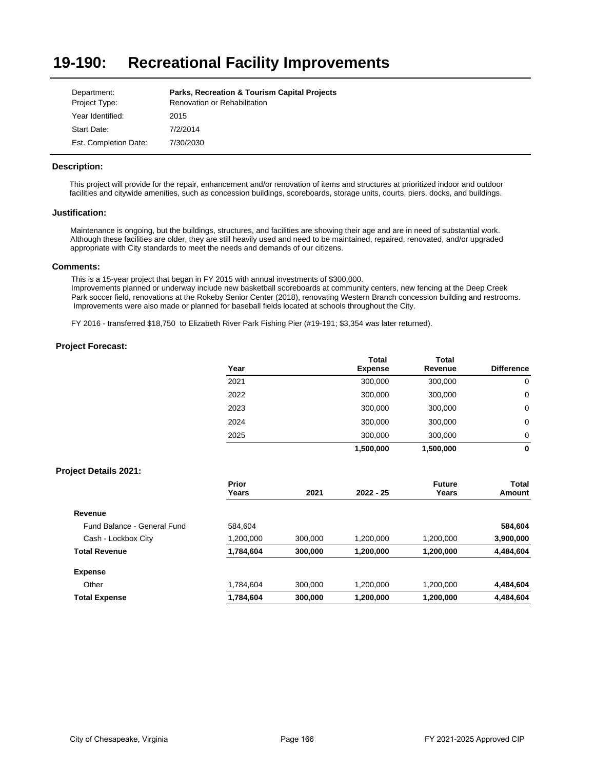# 19-190: Recreational Facility Improvements

| | |
|---|---|
| Department: | **Parks, Recreation & Tourism Capital Projects** |
| Project Type: | Renovation or Rehabilitation |
| Year Identified: | 2015 |
| Start Date: | 7/2/2014 |
| Est. Completion Date: | 7/30/2030 |

### Description:

This project will provide for the repair, enhancement and/or renovation of items and structures at prioritized indoor and outdoor facilities and citywide amenities, such as concession buildings, scoreboards, storage units, courts, piers, docks, and buildings.

### Justification:

Maintenance is ongoing, but the buildings, structures, and facilities are showing their age and are in need of substantial work. Although these facilities are older, they are still heavily used and need to be maintained, repaired, renovated, and/or upgraded appropriate with City standards to meet the needs and demands of our citizens.

### Comments:

This is a 15-year project that began in FY 2015 with annual investments of $300,000.
Improvements planned or underway include new basketball scoreboards at community centers, new fencing at the Deep Creek Park soccer field, renovations at the Rokeby Senior Center (2018), renovating Western Branch concession building and restrooms. Improvements were also made or planned for baseball fields located at schools throughout the City.

FY 2016 - transferred $18,750 to Elizabeth River Park Fishing Pier (#19-191; $3,354 was later returned).

### Project Forecast:

| Year | Total Expense | Total Revenue | Difference |
|---|---|---|---|
| 2021 | 300,000 | 300,000 | 0 |
| 2022 | 300,000 | 300,000 | 0 |
| 2023 | 300,000 | 300,000 | 0 |
| 2024 | 300,000 | 300,000 | 0 |
| 2025 | 300,000 | 300,000 | 0 |
| | **1,500,000** | **1,500,000** | **0** |

### Project Details 2021:

| | Prior Years | 2021 | 2022 - 25 | Future Years | Total Amount |
|---|---|---|---|---|---|
| **Revenue** | | | | | |
| Fund Balance - General Fund | 584,604 | | | | **584,604** |
| Cash - Lockbox City | 1,200,000 | 300,000 | 1,200,000 | 1,200,000 | **3,900,000** |
| **Total Revenue** | **1,784,604** | **300,000** | **1,200,000** | **1,200,000** | **4,484,604** |
| **Expense** | | | | | |
| Other | 1,784,604 | 300,000 | 1,200,000 | 1,200,000 | **4,484,604** |
| **Total Expense** | **1,784,604** | **300,000** | **1,200,000** | **1,200,000** | **4,484,604** |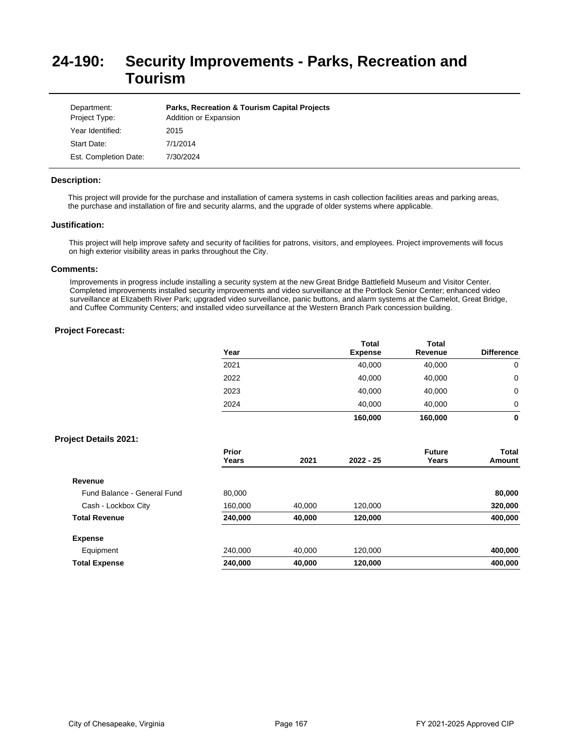# 24-190: Security Improvements - Parks, Recreation and Tourism

| | |
|---|---|
| Department: | **Parks, Recreation & Tourism Capital Projects** |
| Project Type: | Addition or Expansion |
| Year Identified: | 2015 |
| Start Date: | 7/1/2014 |
| Est. Completion Date: | 7/30/2024 |

### Description:

This project will provide for the purchase and installation of camera systems in cash collection facilities areas and parking areas, the purchase and installation of fire and security alarms, and the upgrade of older systems where applicable.

### Justification:

This project will help improve safety and security of facilities for patrons, visitors, and employees. Project improvements will focus on high exterior visibility areas in parks throughout the City.

### Comments:

Improvements in progress include installing a security system at the new Great Bridge Battlefield Museum and Visitor Center. Completed improvements installed security improvements and video surveillance at the Portlock Senior Center; enhanced video surveillance at Elizabeth River Park; upgraded video surveillance, panic buttons, and alarm systems at the Camelot, Great Bridge, and Cuffee Community Centers; and installed video surveillance at the Western Branch Park concession building.

### Project Forecast:

| Year | Total Expense | Total Revenue | Difference |
|---|---|---|---|
| 2021 | 40,000 | 40,000 | 0 |
| 2022 | 40,000 | 40,000 | 0 |
| 2023 | 40,000 | 40,000 | 0 |
| 2024 | 40,000 | 40,000 | 0 |
| | **160,000** | **160,000** | **0** |

### Project Details 2021:

| | Prior Years | 2021 | 2022 - 25 | Future Years | Total Amount |
|---|---|---|---|---|---|
| **Revenue** | | | | | |
| Fund Balance - General Fund | 80,000 | | | | **80,000** |
| Cash - Lockbox City | 160,000 | 40,000 | 120,000 | | **320,000** |
| **Total Revenue** | **240,000** | **40,000** | **120,000** | | **400,000** |
| **Expense** | | | | | |
| Equipment | 240,000 | 40,000 | 120,000 | | **400,000** |
| **Total Expense** | **240,000** | **40,000** | **120,000** | | **400,000** |